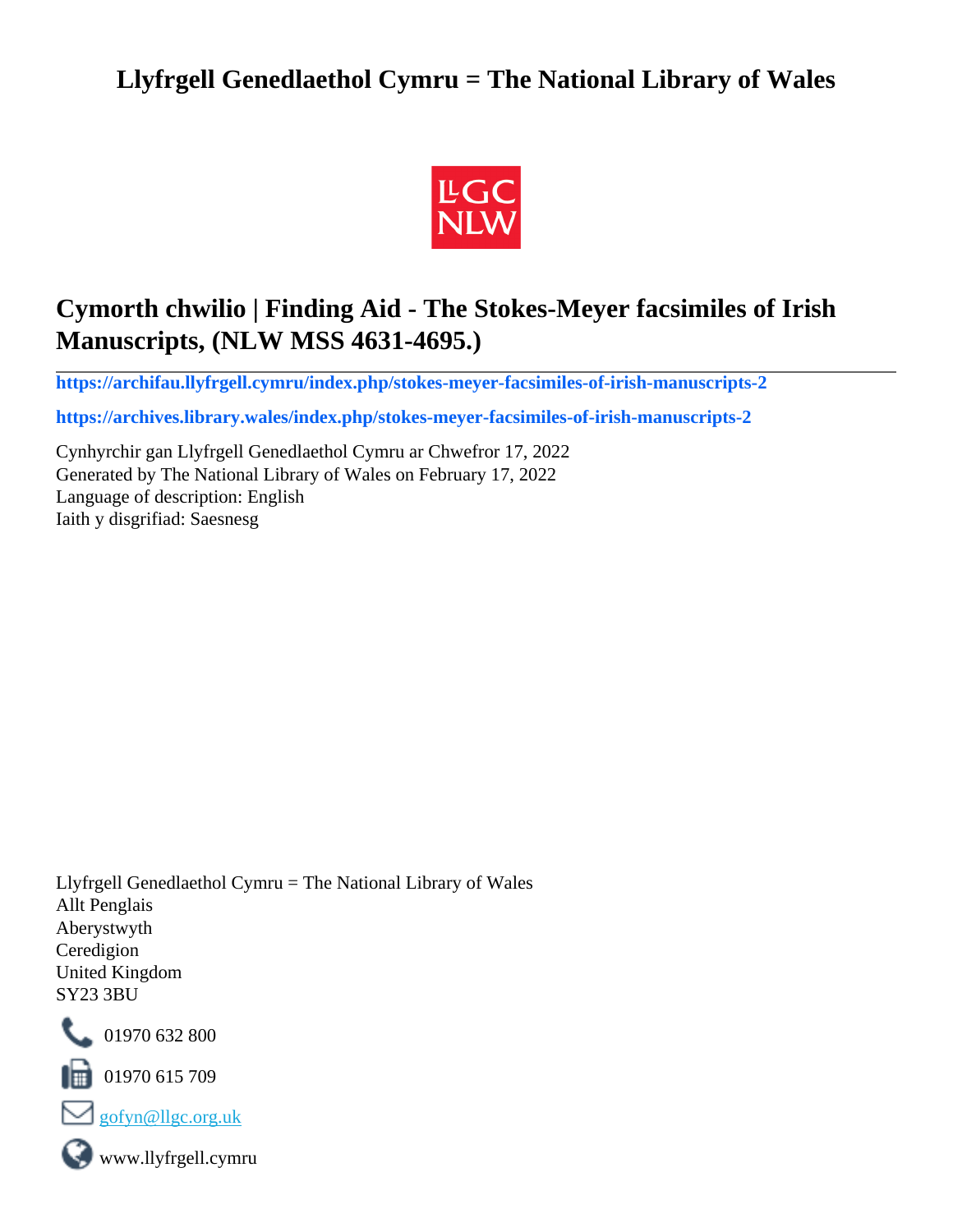# Llyfrgell Genedlaethol Cymru = The National Library of Wales

## Cymorth chwilio | Finding Aid - The Stokes-Meyer facsimiles of Irish Manuscripts, (NLW MSS 4631-4695.)

**https://archifau.llyfrgell.cymru/index.php/stokes-meyer-facsimiles-of-irish-manuscripts-2**

**https://archives.library.wales/index.php/stokes-meyer-facsimiles-of-irish-manuscripts-2**

Cynhyrchir gan Llyfrgell Genedlaethol Cymru ar Chwefror 17, 2022
Generated by The National Library of Wales on February 17, 2022
Language of description: English
Iaith y disgrifiad: Saesnesg

Llyfrgell Genedlaethol Cymru = The National Library of Wales
Allt Penglais
Aberystwyth
Ceredigion
United Kingdom
SY23 3BU

01970 632 800

01970 615 709

gofyn@llgc.org.uk

www.llyfrgell.cymru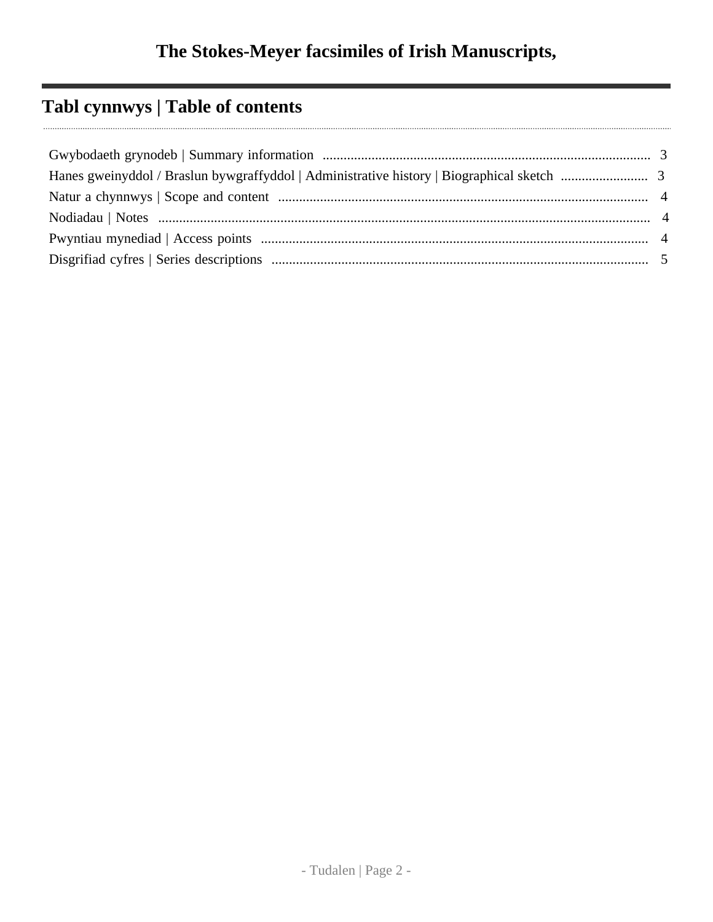# The Stokes-Meyer facsimiles of Irish Manuscripts,

## Tabl cynnwys | Table of contents

Gwybodaeth grynodeb | Summary information .......... 3
Hanes gweinyddol / Braslun bywgraffyddol | Administrative history | Biographical sketch .......... 3
Natur a chynnwys | Scope and content .......... 4
Nodiadau | Notes .......... 4
Pwyntiau mynediad | Access points .......... 4
Disgrifiad cyfres | Series descriptions .......... 5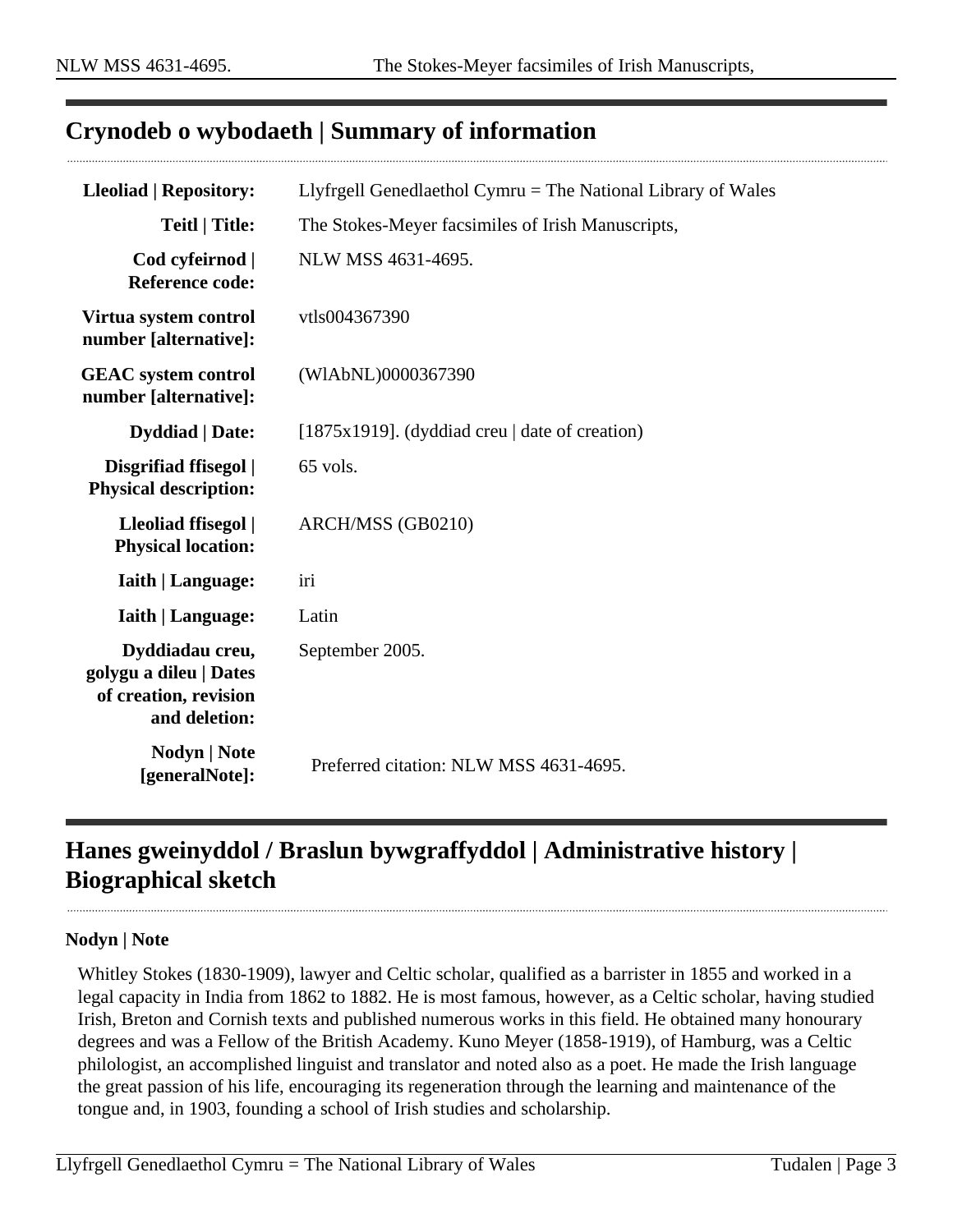## Crynodeb o wybodaeth | Summary of information

| | |
|---|---|
| **Lleoliad \| Repository:** | Llyfrgell Genedlaethol Cymru = The National Library of Wales |
| **Teitl \| Title:** | The Stokes-Meyer facsimiles of Irish Manuscripts, |
| **Cod cyfeirnod \| Reference code:** | NLW MSS 4631-4695. |
| **Virtua system control number [alternative]:** | vtls004367390 |
| **GEAC system control number [alternative]:** | (WlAbNL)0000367390 |
| **Dyddiad \| Date:** | [1875x1919]. (dyddiad creu \| date of creation) |
| **Disgrifiad ffisegol \| Physical description:** | 65 vols. |
| **Lleoliad ffisegol \| Physical location:** | ARCH/MSS (GB0210) |
| **Iaith \| Language:** | iri |
| **Iaith \| Language:** | Latin |
| **Dyddiadau creu, golygu a dileu \| Dates of creation, revision and deletion:** | September 2005. |
| **Nodyn \| Note [generalNote]:** | Preferred citation: NLW MSS 4631-4695. |

## Hanes gweinyddol / Braslun bywgraffyddol | Administrative history | Biographical sketch

**Nodyn | Note**

Whitley Stokes (1830-1909), lawyer and Celtic scholar, qualified as a barrister in 1855 and worked in a legal capacity in India from 1862 to 1882. He is most famous, however, as a Celtic scholar, having studied Irish, Breton and Cornish texts and published numerous works in this field. He obtained many honourary degrees and was a Fellow of the British Academy. Kuno Meyer (1858-1919), of Hamburg, was a Celtic philologist, an accomplished linguist and translator and noted also as a poet. He made the Irish language the great passion of his life, encouraging its regeneration through the learning and maintenance of the tongue and, in 1903, founding a school of Irish studies and scholarship.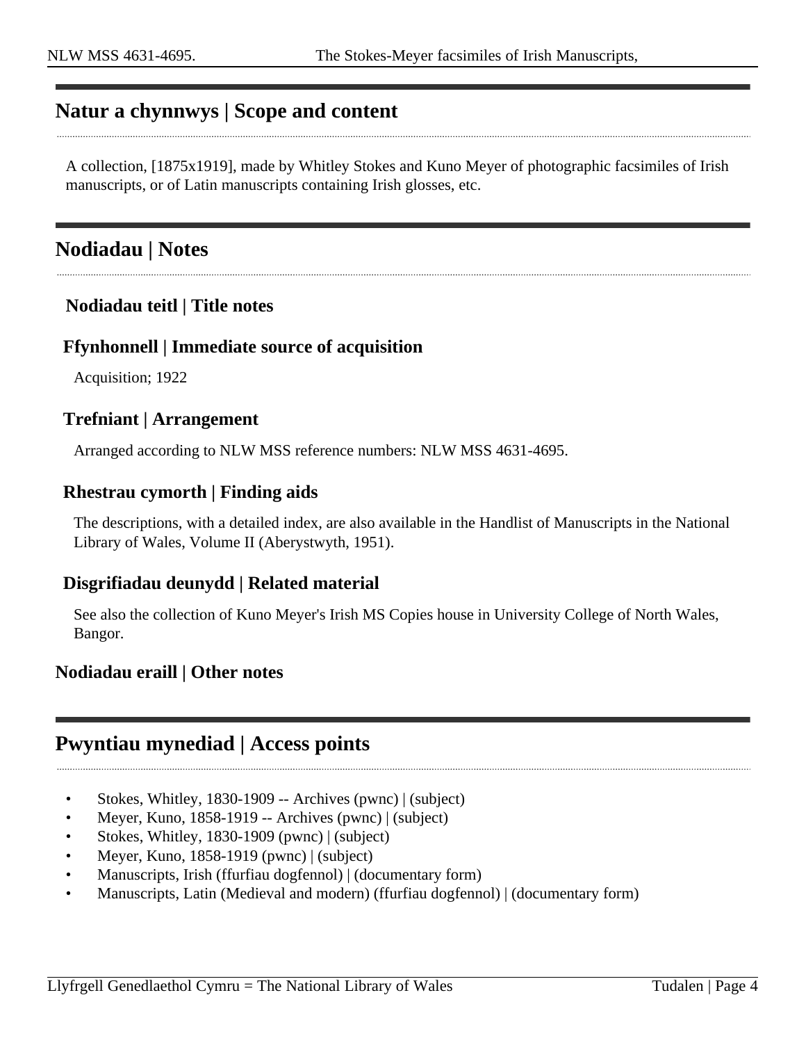## Natur a chynnwys | Scope and content

A collection, [1875x1919], made by Whitley Stokes and Kuno Meyer of photographic facsimiles of Irish manuscripts, or of Latin manuscripts containing Irish glosses, etc.

## Nodiadau | Notes

### Nodiadau teitl | Title notes

### Ffynhonnell | Immediate source of acquisition

Acquisition; 1922

### Trefniant | Arrangement

Arranged according to NLW MSS reference numbers: NLW MSS 4631-4695.

### Rhestrau cymorth | Finding aids

The descriptions, with a detailed index, are also available in the Handlist of Manuscripts in the National Library of Wales, Volume II (Aberystwyth, 1951).

### Disgrifiadau deunydd | Related material

See also the collection of Kuno Meyer's Irish MS Copies house in University College of North Wales, Bangor.

### Nodiadau eraill | Other notes

## Pwyntiau mynediad | Access points

- Stokes, Whitley, 1830-1909 -- Archives (pwnc) | (subject)
- Meyer, Kuno, 1858-1919 -- Archives (pwnc) | (subject)
- Stokes, Whitley, 1830-1909 (pwnc) | (subject)
- Meyer, Kuno, 1858-1919 (pwnc) | (subject)
- Manuscripts, Irish (ffurfiau dogfennol) | (documentary form)
- Manuscripts, Latin (Medieval and modern) (ffurfiau dogfennol) | (documentary form)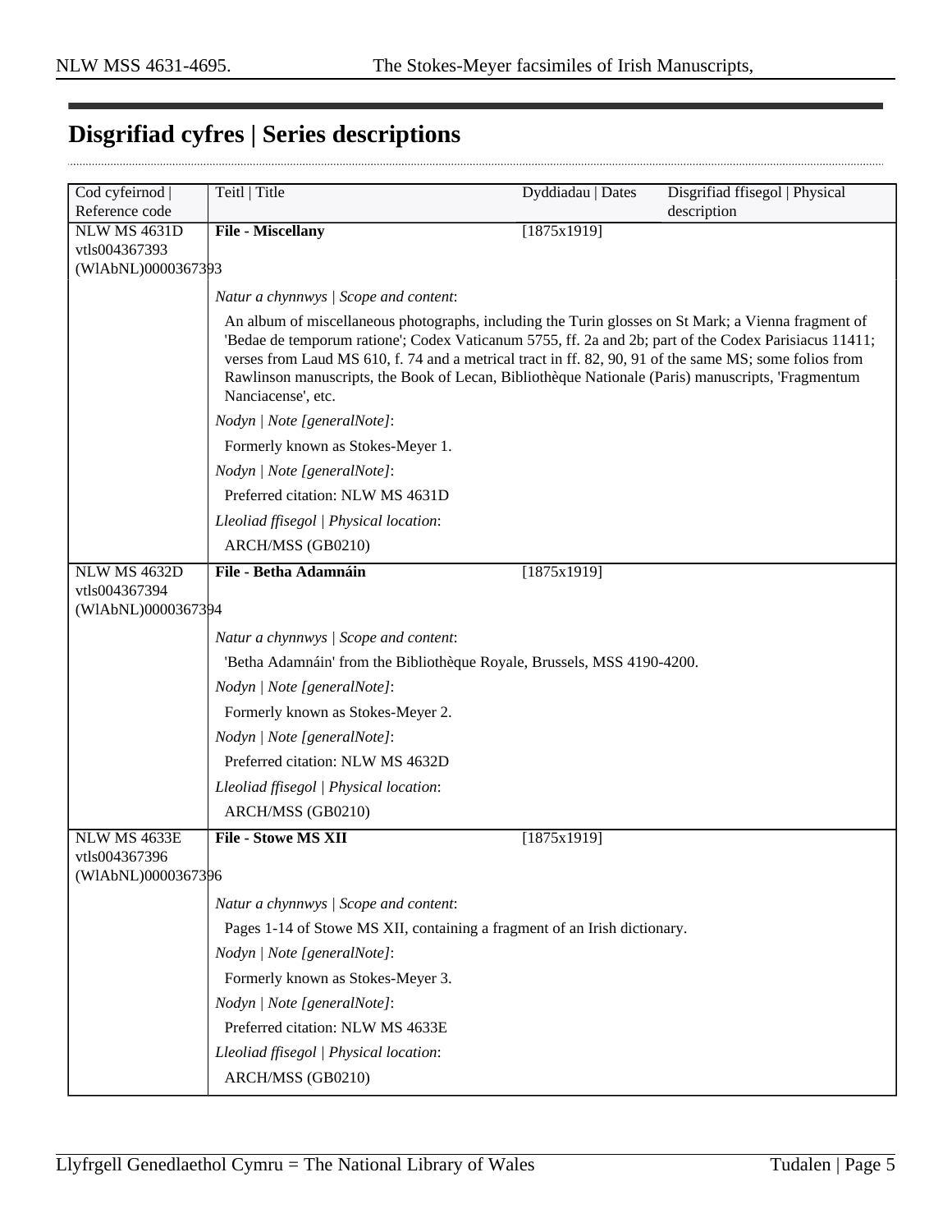## Disgrifiad cyfres | Series descriptions

| Cod cyfeirnod \| Reference code | Teitl \| Title | Dyddiadau \| Dates | Disgrifiad ffisegol \| Physical description |
|---|---|---|---|
| NLW MS 4631D vtls004367393 (WlAbNL)0000367393 | **File - Miscellany** | [1875x1919] | |
| | *Natur a chynnwys \| Scope and content*: An album of miscellaneous photographs, including the Turin glosses on St Mark; a Vienna fragment of 'Bedae de temporum ratione'; Codex Vaticanum 5755, ff. 2a and 2b; part of the Codex Parisiacus 11411; verses from Laud MS 610, f. 74 and a metrical tract in ff. 82, 90, 91 of the same MS; some folios from Rawlinson manuscripts, the Book of Lecan, Bibliothèque Nationale (Paris) manuscripts, 'Fragmentum Nanciacense', etc. *Nodyn \| Note [generalNote]*: Formerly known as Stokes-Meyer 1. *Nodyn \| Note [generalNote]*: Preferred citation: NLW MS 4631D *Lleoliad ffisegol \| Physical location*: ARCH/MSS (GB0210) | | |
| NLW MS 4632D vtls004367394 (WlAbNL)0000367394 | **File - Betha Adamnáin** | [1875x1919] | |
| | *Natur a chynnwys \| Scope and content*: 'Betha Adamnáin' from the Bibliothèque Royale, Brussels, MSS 4190-4200. *Nodyn \| Note [generalNote]*: Formerly known as Stokes-Meyer 2. *Nodyn \| Note [generalNote]*: Preferred citation: NLW MS 4632D *Lleoliad ffisegol \| Physical location*: ARCH/MSS (GB0210) | | |
| NLW MS 4633E vtls004367396 (WlAbNL)0000367396 | **File - Stowe MS XII** | [1875x1919] | |
| | *Natur a chynnwys \| Scope and content*: Pages 1-14 of Stowe MS XII, containing a fragment of an Irish dictionary. *Nodyn \| Note [generalNote]*: Formerly known as Stokes-Meyer 3. *Nodyn \| Note [generalNote]*: Preferred citation: NLW MS 4633E *Lleoliad ffisegol \| Physical location*: ARCH/MSS (GB0210) | | |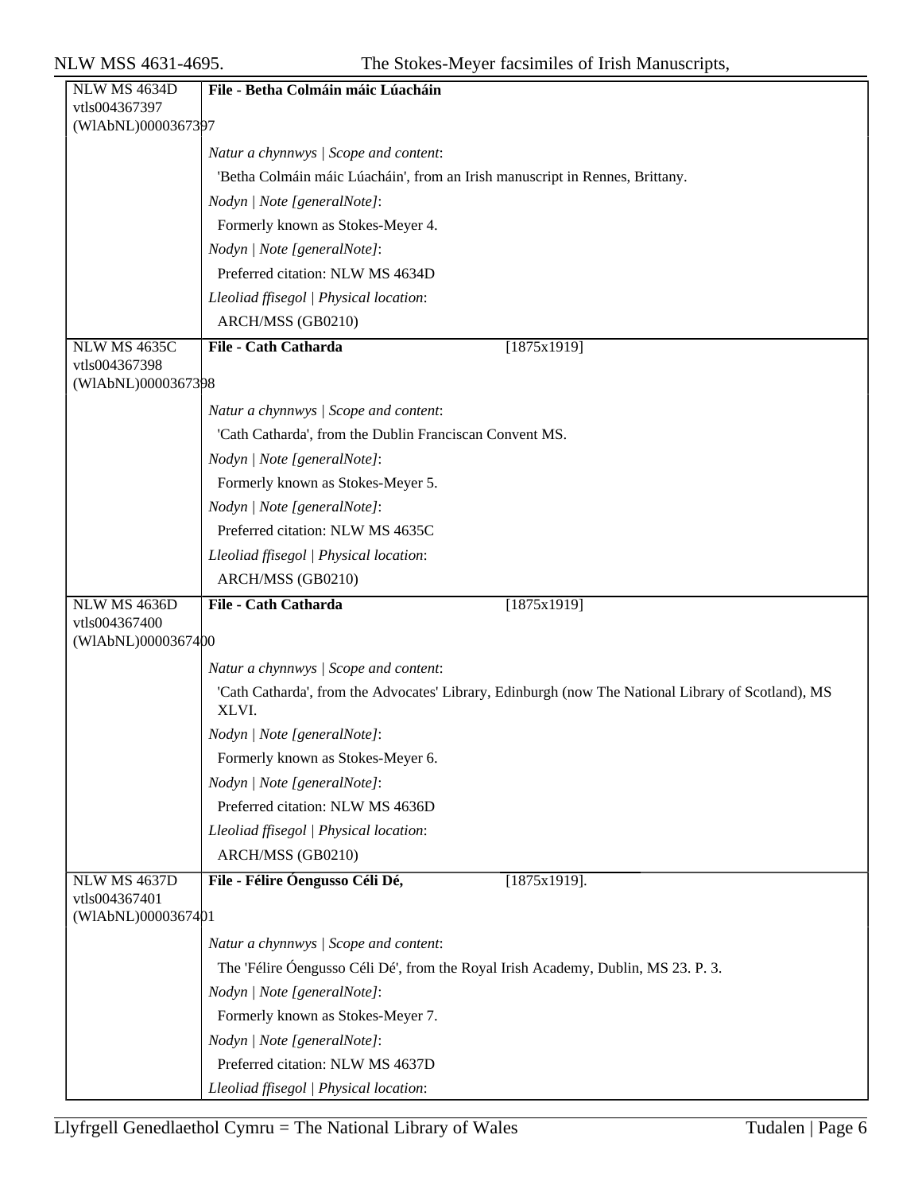| NLW MS 4634D<br>vtls004367397<br>(WlAbNL)0000367397 | **File - Betha Colmáin máic Lúacháin** |
|---|---|
| | *Natur a chynnwys \| Scope and content*: |
| | 'Betha Colmáin máic Lúacháin', from an Irish manuscript in Rennes, Brittany. |
| | *Nodyn \| Note [generalNote]*: |
| | Formerly known as Stokes-Meyer 4. |
| | *Nodyn \| Note [generalNote]*: |
| | Preferred citation: NLW MS 4634D |
| | *Lleoliad ffisegol \| Physical location*: |
| | ARCH/MSS (GB0210) |
| NLW MS 4635C<br>vtls004367398<br>(WlAbNL)0000367398 | **File - Cath Catharda** [1875x1919] |
| | *Natur a chynnwys \| Scope and content*: |
| | 'Cath Catharda', from the Dublin Franciscan Convent MS. |
| | *Nodyn \| Note [generalNote]*: |
| | Formerly known as Stokes-Meyer 5. |
| | *Nodyn \| Note [generalNote]*: |
| | Preferred citation: NLW MS 4635C |
| | *Lleoliad ffisegol \| Physical location*: |
| | ARCH/MSS (GB0210) |
| NLW MS 4636D<br>vtls004367400<br>(WlAbNL)0000367400 | **File - Cath Catharda** [1875x1919] |
| | *Natur a chynnwys \| Scope and content*: |
| | 'Cath Catharda', from the Advocates' Library, Edinburgh (now The National Library of Scotland), MS XLVI. |
| | *Nodyn \| Note [generalNote]*: |
| | Formerly known as Stokes-Meyer 6. |
| | *Nodyn \| Note [generalNote]*: |
| | Preferred citation: NLW MS 4636D |
| | *Lleoliad ffisegol \| Physical location*: |
| | ARCH/MSS (GB0210) |
| NLW MS 4637D<br>vtls004367401<br>(WlAbNL)0000367401 | **File - Félire Óengusso Céli Dé,** [1875x1919]. |
| | *Natur a chynnwys \| Scope and content*: |
| | The 'Félire Óengusso Céli Dé', from the Royal Irish Academy, Dublin, MS 23. P. 3. |
| | *Nodyn \| Note [generalNote]*: |
| | Formerly known as Stokes-Meyer 7. |
| | *Nodyn \| Note [generalNote]*: |
| | Preferred citation: NLW MS 4637D |
| | *Lleoliad ffisegol \| Physical location*: |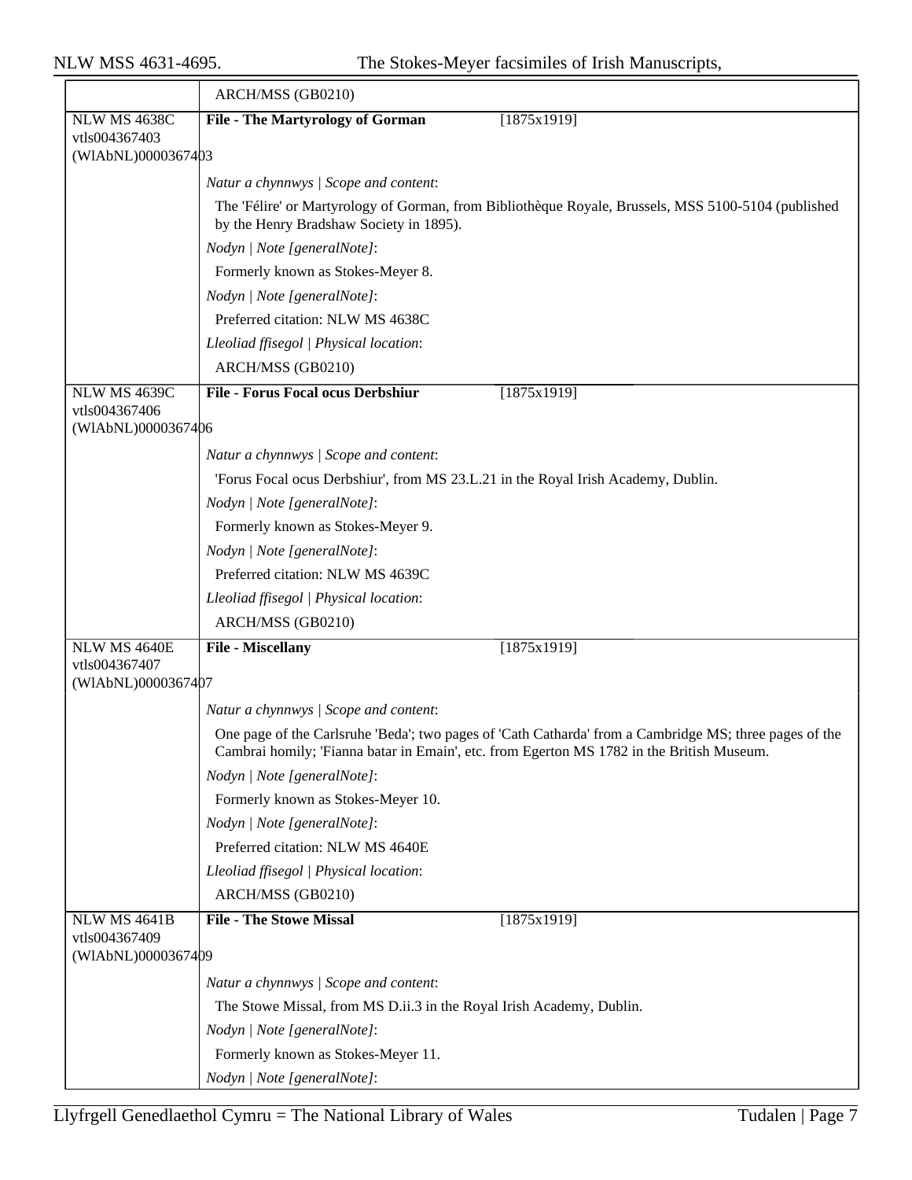| | ARCH/MSS (GB0210) |
|---|---|
| NLW MS 4638C<br>vtls004367403<br>(WlAbNL)0000367403 | **File - The Martyrology of Gorman** [1875x1919] |
| | *Natur a chynnwys \| Scope and content*: |
| | The 'Félire' or Martyrology of Gorman, from Bibliothèque Royale, Brussels, MSS 5100-5104 (published by the Henry Bradshaw Society in 1895). |
| | *Nodyn \| Note [generalNote]*: |
| | Formerly known as Stokes-Meyer 8. |
| | *Nodyn \| Note [generalNote]*: |
| | Preferred citation: NLW MS 4638C |
| | *Lleoliad ffisegol \| Physical location*: |
| | ARCH/MSS (GB0210) |
| NLW MS 4639C<br>vtls004367406<br>(WlAbNL)0000367406 | **File - Forus Focal ocus Derbshiur** [1875x1919] |
| | *Natur a chynnwys \| Scope and content*: |
| | 'Forus Focal ocus Derbshiur', from MS 23.L.21 in the Royal Irish Academy, Dublin. |
| | *Nodyn \| Note [generalNote]*: |
| | Formerly known as Stokes-Meyer 9. |
| | *Nodyn \| Note [generalNote]*: |
| | Preferred citation: NLW MS 4639C |
| | *Lleoliad ffisegol \| Physical location*: |
| | ARCH/MSS (GB0210) |
| NLW MS 4640E<br>vtls004367407<br>(WlAbNL)0000367407 | **File - Miscellany** [1875x1919] |
| | *Natur a chynnwys \| Scope and content*: |
| | One page of the Carlsruhe 'Beda'; two pages of 'Cath Catharda' from a Cambridge MS; three pages of the Cambrai homily; 'Fianna batar in Emain', etc. from Egerton MS 1782 in the British Museum. |
| | *Nodyn \| Note [generalNote]*: |
| | Formerly known as Stokes-Meyer 10. |
| | *Nodyn \| Note [generalNote]*: |
| | Preferred citation: NLW MS 4640E |
| | *Lleoliad ffisegol \| Physical location*: |
| | ARCH/MSS (GB0210) |
| NLW MS 4641B<br>vtls004367409<br>(WlAbNL)0000367409 | **File - The Stowe Missal** [1875x1919] |
| | *Natur a chynnwys \| Scope and content*: |
| | The Stowe Missal, from MS D.ii.3 in the Royal Irish Academy, Dublin. |
| | *Nodyn \| Note [generalNote]*: |
| | Formerly known as Stokes-Meyer 11. |
| | *Nodyn \| Note [generalNote]*: |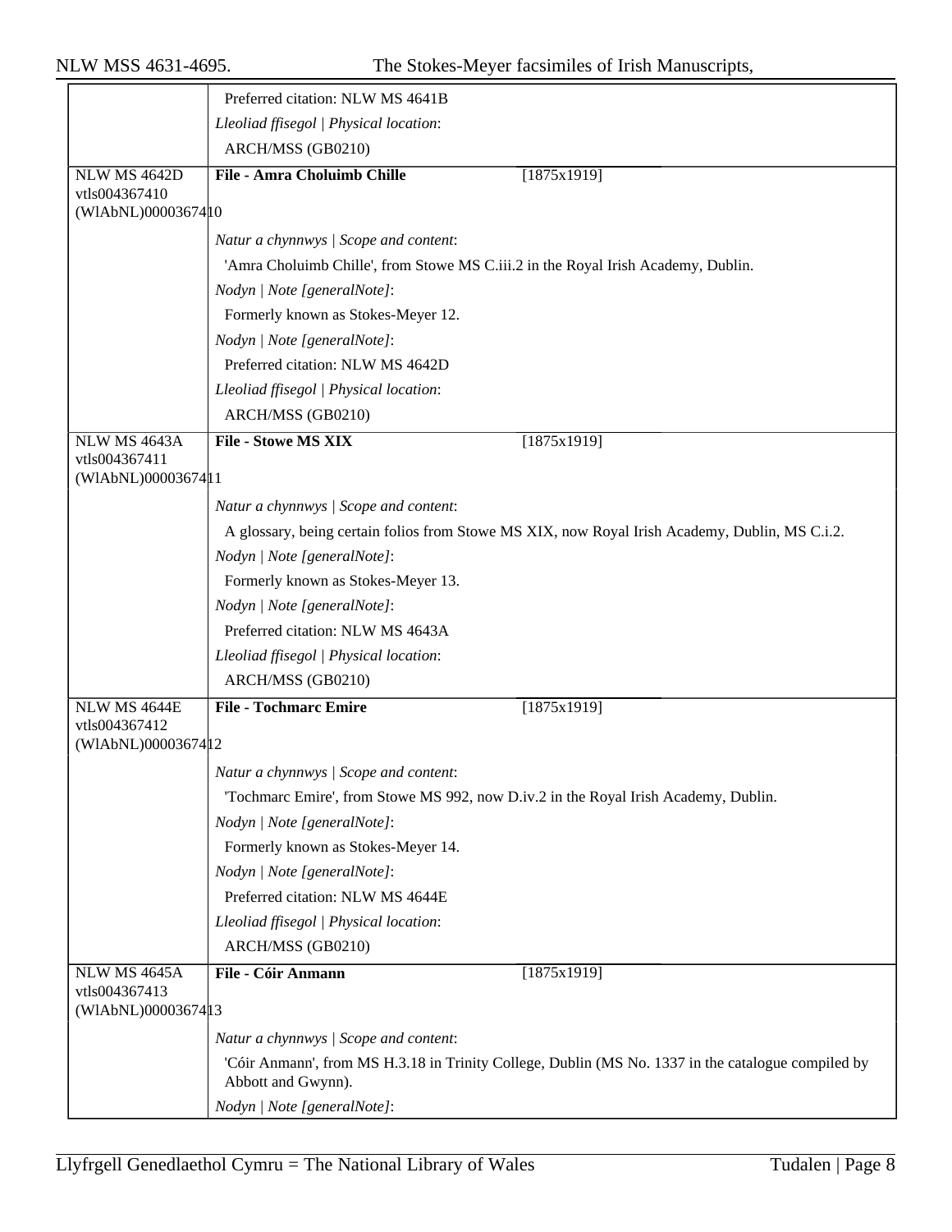Preferred citation: NLW MS 4641B

*Lleoliad ffisegol | Physical location*:

ARCH/MSS (GB0210)

---

NLW MS 4642D
vtls004367410
(WlAbNL)0000367410

**File - Amra Choluimb Chille** [1875x1919]

*Natur a chynnwys | Scope and content*:

'Amra Choluimb Chille', from Stowe MS C.iii.2 in the Royal Irish Academy, Dublin.

*Nodyn | Note [generalNote]*:

Formerly known as Stokes-Meyer 12.

*Nodyn | Note [generalNote]*:

Preferred citation: NLW MS 4642D

*Lleoliad ffisegol | Physical location*:

ARCH/MSS (GB0210)

---

NLW MS 4643A
vtls004367411
(WlAbNL)0000367411

**File - Stowe MS XIX** [1875x1919]

*Natur a chynnwys | Scope and content*:

A glossary, being certain folios from Stowe MS XIX, now Royal Irish Academy, Dublin, MS C.i.2.

*Nodyn | Note [generalNote]*:

Formerly known as Stokes-Meyer 13.

*Nodyn | Note [generalNote]*:

Preferred citation: NLW MS 4643A

*Lleoliad ffisegol | Physical location*:

ARCH/MSS (GB0210)

---

NLW MS 4644E
vtls004367412
(WlAbNL)0000367412

**File - Tochmarc Emire** [1875x1919]

*Natur a chynnwys | Scope and content*:

'Tochmarc Emire', from Stowe MS 992, now D.iv.2 in the Royal Irish Academy, Dublin.

*Nodyn | Note [generalNote]*:

Formerly known as Stokes-Meyer 14.

*Nodyn | Note [generalNote]*:

Preferred citation: NLW MS 4644E

*Lleoliad ffisegol | Physical location*:

ARCH/MSS (GB0210)

---

NLW MS 4645A
vtls004367413
(WlAbNL)0000367413

**File - Cóir Anmann** [1875x1919]

*Natur a chynnwys | Scope and content*:

'Cóir Anmann', from MS H.3.18 in Trinity College, Dublin (MS No. 1337 in the catalogue compiled by Abbott and Gwynn).

*Nodyn | Note [generalNote]*: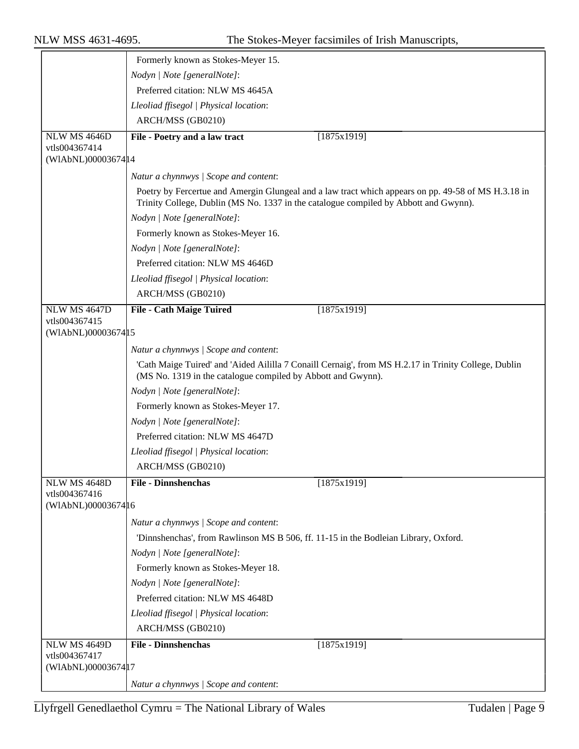Formerly known as Stokes-Meyer 15.

*Nodyn | Note [generalNote]*:

Preferred citation: NLW MS 4645A

*Lleoliad ffisegol | Physical location*:

ARCH/MSS (GB0210)

---

NLW MS 4646D
vtls004367414
(WlAbNL)0000367414

**File - Poetry and a law tract** [1875x1919]

*Natur a chynnwys | Scope and content*:

Poetry by Fercertue and Amergin Glungeal and a law tract which appears on pp. 49-58 of MS H.3.18 in Trinity College, Dublin (MS No. 1337 in the catalogue compiled by Abbott and Gwynn).

*Nodyn | Note [generalNote]*:

Formerly known as Stokes-Meyer 16.

*Nodyn | Note [generalNote]*:

Preferred citation: NLW MS 4646D

*Lleoliad ffisegol | Physical location*:

ARCH/MSS (GB0210)

---

NLW MS 4647D
vtls004367415
(WlAbNL)0000367415

**File - Cath Maige Tuired** [1875x1919]

*Natur a chynnwys | Scope and content*:

'Cath Maige Tuired' and 'Aided Aililla 7 Conaill Cernaig', from MS H.2.17 in Trinity College, Dublin (MS No. 1319 in the catalogue compiled by Abbott and Gwynn).

*Nodyn | Note [generalNote]*:

Formerly known as Stokes-Meyer 17.

*Nodyn | Note [generalNote]*:

Preferred citation: NLW MS 4647D

*Lleoliad ffisegol | Physical location*:

ARCH/MSS (GB0210)

---

NLW MS 4648D
vtls004367416
(WlAbNL)0000367416

**File - Dinnshenchas** [1875x1919]

*Natur a chynnwys | Scope and content*:

'Dinnshenchas', from Rawlinson MS B 506, ff. 11-15 in the Bodleian Library, Oxford.

*Nodyn | Note [generalNote]*:

Formerly known as Stokes-Meyer 18.

*Nodyn | Note [generalNote]*:

Preferred citation: NLW MS 4648D

*Lleoliad ffisegol | Physical location*:

ARCH/MSS (GB0210)

---

NLW MS 4649D
vtls004367417
(WlAbNL)0000367417

**File - Dinnshenchas** [1875x1919]

*Natur a chynnwys | Scope and content*: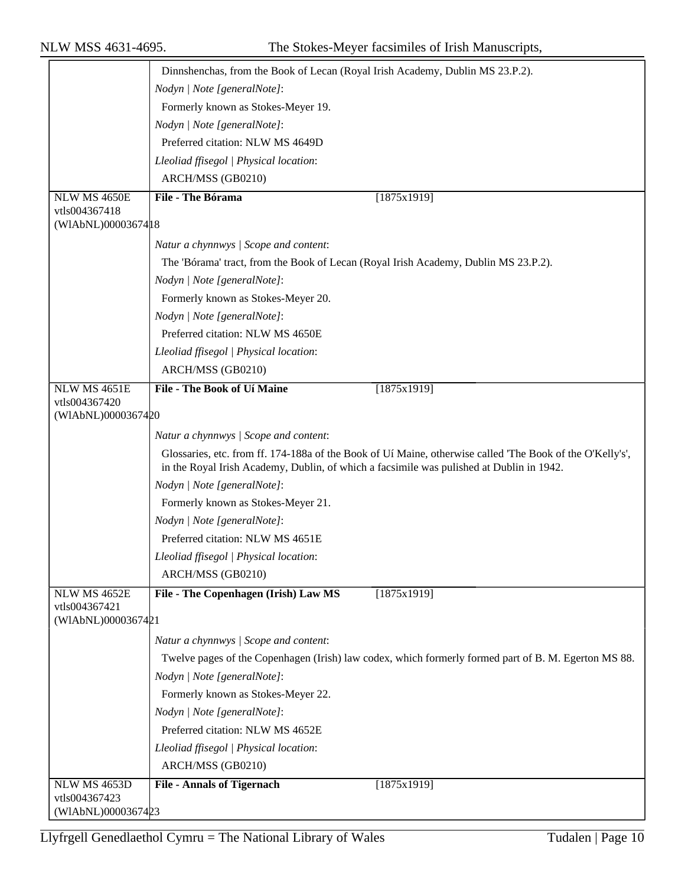Dinnshenchas, from the Book of Lecan (Royal Irish Academy, Dublin MS 23.P.2).

*Nodyn | Note [generalNote]*:

Formerly known as Stokes-Meyer 19.

*Nodyn | Note [generalNote]*:

Preferred citation: NLW MS 4649D

*Lleoliad ffisegol | Physical location*:

ARCH/MSS (GB0210)

---

NLW MS 4650E
vtls004367418
(WlAbNL)0000367418

**File - The Bórama** [1875x1919]

*Natur a chynnwys | Scope and content*:

The 'Bórama' tract, from the Book of Lecan (Royal Irish Academy, Dublin MS 23.P.2).

*Nodyn | Note [generalNote]*:

Formerly known as Stokes-Meyer 20.

*Nodyn | Note [generalNote]*:

Preferred citation: NLW MS 4650E

*Lleoliad ffisegol | Physical location*:

ARCH/MSS (GB0210)

---

NLW MS 4651E
vtls004367420
(WlAbNL)0000367420

**File - The Book of Uí Maine** [1875x1919]

*Natur a chynnwys | Scope and content*:

Glossaries, etc. from ff. 174-188a of the Book of Uí Maine, otherwise called 'The Book of the O'Kelly's', in the Royal Irish Academy, Dublin, of which a facsimile was pulished at Dublin in 1942.

*Nodyn | Note [generalNote]*:

Formerly known as Stokes-Meyer 21.

*Nodyn | Note [generalNote]*:

Preferred citation: NLW MS 4651E

*Lleoliad ffisegol | Physical location*:

ARCH/MSS (GB0210)

---

NLW MS 4652E
vtls004367421
(WlAbNL)0000367421

**File - The Copenhagen (Irish) Law MS** [1875x1919]

*Natur a chynnwys | Scope and content*:

Twelve pages of the Copenhagen (Irish) law codex, which formerly formed part of B. M. Egerton MS 88.

*Nodyn | Note [generalNote]*:

Formerly known as Stokes-Meyer 22.

*Nodyn | Note [generalNote]*:

Preferred citation: NLW MS 4652E

*Lleoliad ffisegol | Physical location*:

ARCH/MSS (GB0210)

---

NLW MS 4653D
vtls004367423
(WlAbNL)0000367423

**File - Annals of Tigernach** [1875x1919]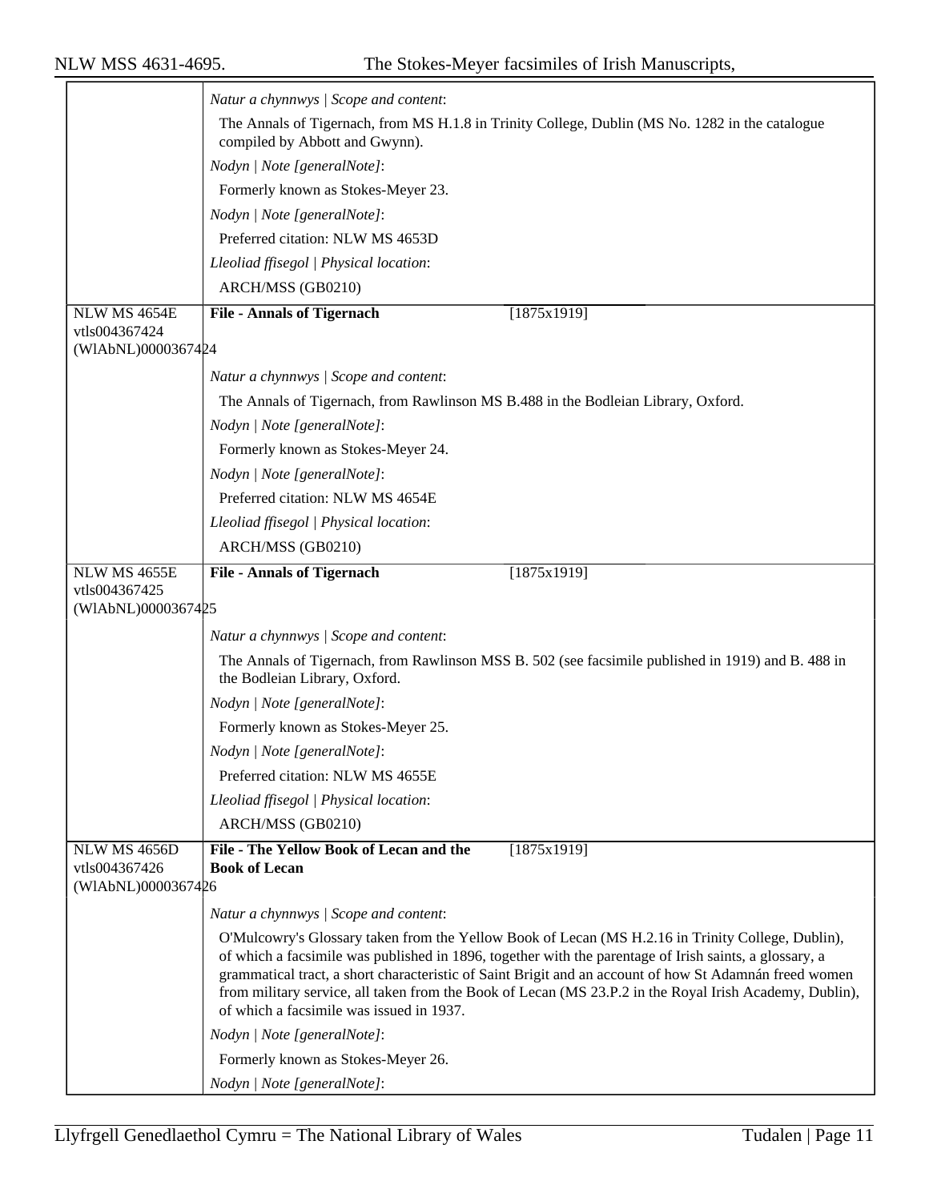*Natur a chynnwys | Scope and content*:

The Annals of Tigernach, from MS H.1.8 in Trinity College, Dublin (MS No. 1282 in the catalogue compiled by Abbott and Gwynn).

*Nodyn | Note [generalNote]*:

Formerly known as Stokes-Meyer 23.

*Nodyn | Note [generalNote]*:

Preferred citation: NLW MS 4653D

*Lleoliad ffisegol | Physical location*:

ARCH/MSS (GB0210)

---

NLW MS 4654E
vtls004367424
(WlAbNL)0000367424

**File - Annals of Tigernach** [1875x1919]

*Natur a chynnwys | Scope and content*:

The Annals of Tigernach, from Rawlinson MS B.488 in the Bodleian Library, Oxford.

*Nodyn | Note [generalNote]*:

Formerly known as Stokes-Meyer 24.

*Nodyn | Note [generalNote]*:

Preferred citation: NLW MS 4654E

*Lleoliad ffisegol | Physical location*:

ARCH/MSS (GB0210)

---

NLW MS 4655E
vtls004367425
(WlAbNL)0000367425

**File - Annals of Tigernach** [1875x1919]

*Natur a chynnwys | Scope and content*:

The Annals of Tigernach, from Rawlinson MSS B. 502 (see facsimile published in 1919) and B. 488 in the Bodleian Library, Oxford.

*Nodyn | Note [generalNote]*:

Formerly known as Stokes-Meyer 25.

*Nodyn | Note [generalNote]*:

Preferred citation: NLW MS 4655E

*Lleoliad ffisegol | Physical location*:

ARCH/MSS (GB0210)

---

NLW MS 4656D
vtls004367426
(WlAbNL)0000367426

**File - The Yellow Book of Lecan and the Book of Lecan** [1875x1919]

*Natur a chynnwys | Scope and content*:

O'Mulcowry's Glossary taken from the Yellow Book of Lecan (MS H.2.16 in Trinity College, Dublin), of which a facsimile was published in 1896, together with the parentage of Irish saints, a glossary, a grammatical tract, a short characteristic of Saint Brigit and an account of how St Adamnán freed women from military service, all taken from the Book of Lecan (MS 23.P.2 in the Royal Irish Academy, Dublin), of which a facsimile was issued in 1937.

*Nodyn | Note [generalNote]*:

Formerly known as Stokes-Meyer 26.

*Nodyn | Note [generalNote]*: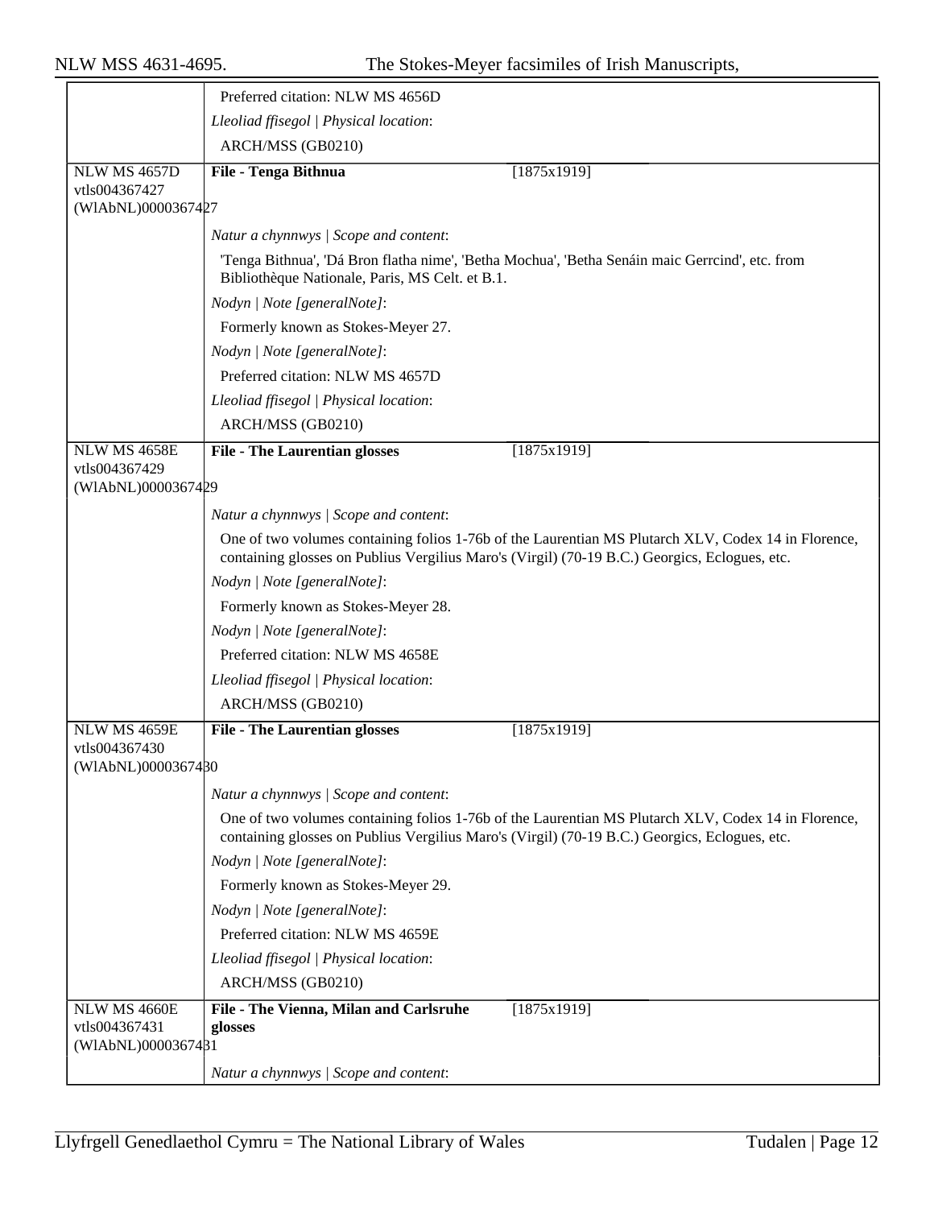Preferred citation: NLW MS 4656D

*Lleoliad ffisegol | Physical location*:

ARCH/MSS (GB0210)

---

NLW MS 4657D
vtls004367427
(WlAbNL)0000367427

**File - Tenga Bithnua** [1875x1919]

*Natur a chynnwys | Scope and content*:

'Tenga Bithnua', 'Dá Bron flatha nime', 'Betha Mochua', 'Betha Senáin maic Gerrcind', etc. from Bibliothèque Nationale, Paris, MS Celt. et B.1.

*Nodyn | Note [generalNote]*:

Formerly known as Stokes-Meyer 27.

*Nodyn | Note [generalNote]*:

Preferred citation: NLW MS 4657D

*Lleoliad ffisegol | Physical location*:

ARCH/MSS (GB0210)

---

NLW MS 4658E
vtls004367429
(WlAbNL)0000367429

**File - The Laurentian glosses** [1875x1919]

*Natur a chynnwys | Scope and content*:

One of two volumes containing folios 1-76b of the Laurentian MS Plutarch XLV, Codex 14 in Florence, containing glosses on Publius Vergilius Maro's (Virgil) (70-19 B.C.) Georgics, Eclogues, etc.

*Nodyn | Note [generalNote]*:

Formerly known as Stokes-Meyer 28.

*Nodyn | Note [generalNote]*:

Preferred citation: NLW MS 4658E

*Lleoliad ffisegol | Physical location*:

ARCH/MSS (GB0210)

---

NLW MS 4659E
vtls004367430
(WlAbNL)0000367430

**File - The Laurentian glosses** [1875x1919]

*Natur a chynnwys | Scope and content*:

One of two volumes containing folios 1-76b of the Laurentian MS Plutarch XLV, Codex 14 in Florence, containing glosses on Publius Vergilius Maro's (Virgil) (70-19 B.C.) Georgics, Eclogues, etc.

*Nodyn | Note [generalNote]*:

Formerly known as Stokes-Meyer 29.

*Nodyn | Note [generalNote]*:

Preferred citation: NLW MS 4659E

*Lleoliad ffisegol | Physical location*:

ARCH/MSS (GB0210)

---

NLW MS 4660E
vtls004367431
(WlAbNL)0000367431

**File - The Vienna, Milan and Carlsruhe glosses** [1875x1919]

*Natur a chynnwys | Scope and content*: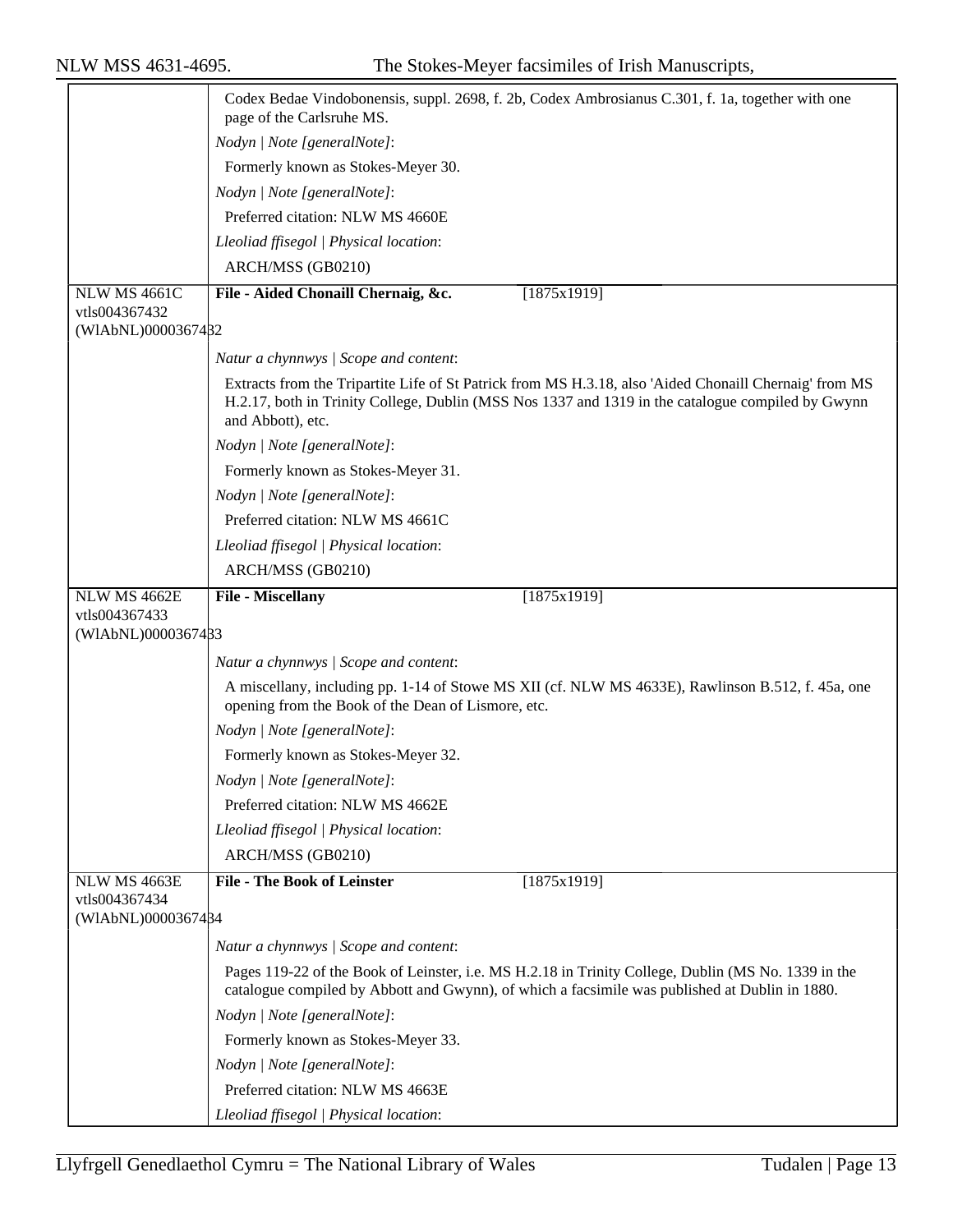| | |
|---|---|
| | Codex Bedae Vindobonensis, suppl. 2698, f. 2b, Codex Ambrosianus C.301, f. 1a, together with one page of the Carlsruhe MS. |
| | *Nodyn \| Note [generalNote]*: |
| | Formerly known as Stokes-Meyer 30. |
| | *Nodyn \| Note [generalNote]*: |
| | Preferred citation: NLW MS 4660E |
| | *Lleoliad ffisegol \| Physical location*: |
| | ARCH/MSS (GB0210) |
| NLW MS 4661C vtls004367432 (WlAbNL)0000367432 | **File - Aided Chonaill Chernaig, &c.** [1875x1919] |
| | *Natur a chynnwys \| Scope and content*: |
| | Extracts from the Tripartite Life of St Patrick from MS H.3.18, also 'Aided Chonaill Chernaig' from MS H.2.17, both in Trinity College, Dublin (MSS Nos 1337 and 1319 in the catalogue compiled by Gwynn and Abbott), etc. |
| | *Nodyn \| Note [generalNote]*: |
| | Formerly known as Stokes-Meyer 31. |
| | *Nodyn \| Note [generalNote]*: |
| | Preferred citation: NLW MS 4661C |
| | *Lleoliad ffisegol \| Physical location*: |
| | ARCH/MSS (GB0210) |
| NLW MS 4662E vtls004367433 (WlAbNL)0000367433 | **File - Miscellany** [1875x1919] |
| | *Natur a chynnwys \| Scope and content*: |
| | A miscellany, including pp. 1-14 of Stowe MS XII (cf. NLW MS 4633E), Rawlinson B.512, f. 45a, one opening from the Book of the Dean of Lismore, etc. |
| | *Nodyn \| Note [generalNote]*: |
| | Formerly known as Stokes-Meyer 32. |
| | *Nodyn \| Note [generalNote]*: |
| | Preferred citation: NLW MS 4662E |
| | *Lleoliad ffisegol \| Physical location*: |
| | ARCH/MSS (GB0210) |
| NLW MS 4663E vtls004367434 (WlAbNL)0000367434 | **File - The Book of Leinster** [1875x1919] |
| | *Natur a chynnwys \| Scope and content*: |
| | Pages 119-22 of the Book of Leinster, i.e. MS H.2.18 in Trinity College, Dublin (MS No. 1339 in the catalogue compiled by Abbott and Gwynn), of which a facsimile was published at Dublin in 1880. |
| | *Nodyn \| Note [generalNote]*: |
| | Formerly known as Stokes-Meyer 33. |
| | *Nodyn \| Note [generalNote]*: |
| | Preferred citation: NLW MS 4663E |
| | *Lleoliad ffisegol \| Physical location*: |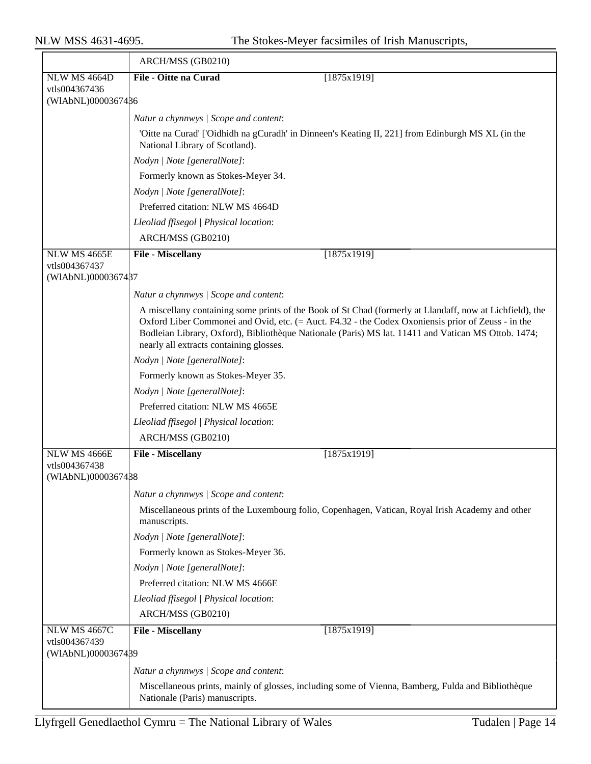ARCH/MSS (GB0210)

| | |
|---|---|
| NLW MS 4664D<br>vtls004367436<br>(WlAbNL)0000367436 | **File - Oitte na Curad** [1875x1919]<br><br>*Natur a chynnwys \| Scope and content*:<br>'Oitte na Curad' ['Oidhidh na gCuradh' in Dinneen's Keating II, 221] from Edinburgh MS XL (in the National Library of Scotland).<br>*Nodyn \| Note [generalNote]*:<br>Formerly known as Stokes-Meyer 34.<br>*Nodyn \| Note [generalNote]*:<br>Preferred citation: NLW MS 4664D<br>*Lleoliad ffisegol \| Physical location*:<br>ARCH/MSS (GB0210) |
| NLW MS 4665E<br>vtls004367437<br>(WlAbNL)0000367437 | **File - Miscellany** [1875x1919]<br><br>*Natur a chynnwys \| Scope and content*:<br>A miscellany containing some prints of the Book of St Chad (formerly at Llandaff, now at Lichfield), the Oxford Liber Commonei and Ovid, etc. (= Auct. F4.32 - the Codex Oxoniensis prior of Zeuss - in the Bodleian Library, Oxford), Bibliothèque Nationale (Paris) MS lat. 11411 and Vatican MS Ottob. 1474; nearly all extracts containing glosses.<br>*Nodyn \| Note [generalNote]*:<br>Formerly known as Stokes-Meyer 35.<br>*Nodyn \| Note [generalNote]*:<br>Preferred citation: NLW MS 4665E<br>*Lleoliad ffisegol \| Physical location*:<br>ARCH/MSS (GB0210) |
| NLW MS 4666E<br>vtls004367438<br>(WlAbNL)0000367438 | **File - Miscellany** [1875x1919]<br><br>*Natur a chynnwys \| Scope and content*:<br>Miscellaneous prints of the Luxembourg folio, Copenhagen, Vatican, Royal Irish Academy and other manuscripts.<br>*Nodyn \| Note [generalNote]*:<br>Formerly known as Stokes-Meyer 36.<br>*Nodyn \| Note [generalNote]*:<br>Preferred citation: NLW MS 4666E<br>*Lleoliad ffisegol \| Physical location*:<br>ARCH/MSS (GB0210) |
| NLW MS 4667C<br>vtls004367439<br>(WlAbNL)0000367439 | **File - Miscellany** [1875x1919]<br><br>*Natur a chynnwys \| Scope and content*:<br>Miscellaneous prints, mainly of glosses, including some of Vienna, Bamberg, Fulda and Bibliothèque Nationale (Paris) manuscripts. |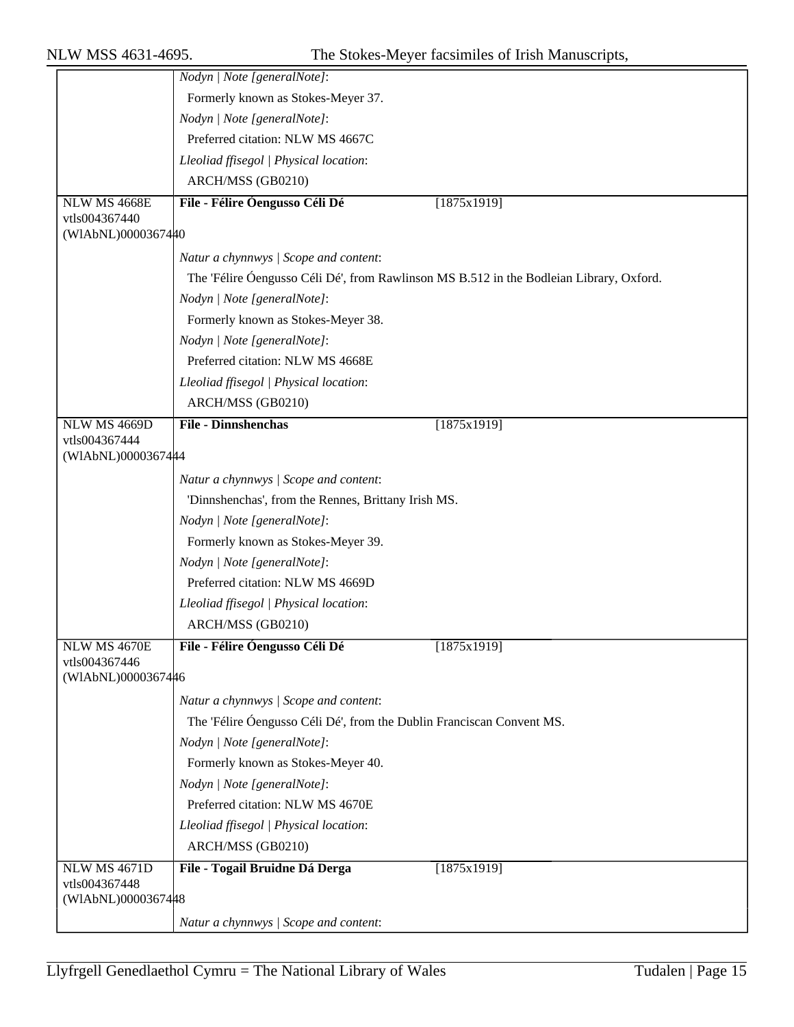| | |
|---|---|
| | *Nodyn \| Note [generalNote]*: |
| | Formerly known as Stokes-Meyer 37. |
| | *Nodyn \| Note [generalNote]*: |
| | Preferred citation: NLW MS 4667C |
| | *Lleoliad ffisegol \| Physical location*: |
| | ARCH/MSS (GB0210) |
| NLW MS 4668E<br>vtls004367440<br>(WlAbNL)0000367440 | **File - Félire Óengusso Céli Dé** [1875x1919] |
| | *Natur a chynnwys \| Scope and content*: |
| | The 'Félire Óengusso Céli Dé', from Rawlinson MS B.512 in the Bodleian Library, Oxford. |
| | *Nodyn \| Note [generalNote]*: |
| | Formerly known as Stokes-Meyer 38. |
| | *Nodyn \| Note [generalNote]*: |
| | Preferred citation: NLW MS 4668E |
| | *Lleoliad ffisegol \| Physical location*: |
| | ARCH/MSS (GB0210) |
| NLW MS 4669D<br>vtls004367444<br>(WlAbNL)0000367444 | **File - Dinnshenchas** [1875x1919] |
| | *Natur a chynnwys \| Scope and content*: |
| | 'Dinnshenchas', from the Rennes, Brittany Irish MS. |
| | *Nodyn \| Note [generalNote]*: |
| | Formerly known as Stokes-Meyer 39. |
| | *Nodyn \| Note [generalNote]*: |
| | Preferred citation: NLW MS 4669D |
| | *Lleoliad ffisegol \| Physical location*: |
| | ARCH/MSS (GB0210) |
| NLW MS 4670E<br>vtls004367446<br>(WlAbNL)0000367446 | **File - Félire Óengusso Céli Dé** [1875x1919] |
| | *Natur a chynnwys \| Scope and content*: |
| | The 'Félire Óengusso Céli Dé', from the Dublin Franciscan Convent MS. |
| | *Nodyn \| Note [generalNote]*: |
| | Formerly known as Stokes-Meyer 40. |
| | *Nodyn \| Note [generalNote]*: |
| | Preferred citation: NLW MS 4670E |
| | *Lleoliad ffisegol \| Physical location*: |
| | ARCH/MSS (GB0210) |
| NLW MS 4671D<br>vtls004367448<br>(WlAbNL)0000367448 | **File - Togail Bruidne Dá Derga** [1875x1919] |
| | *Natur a chynnwys \| Scope and content*: |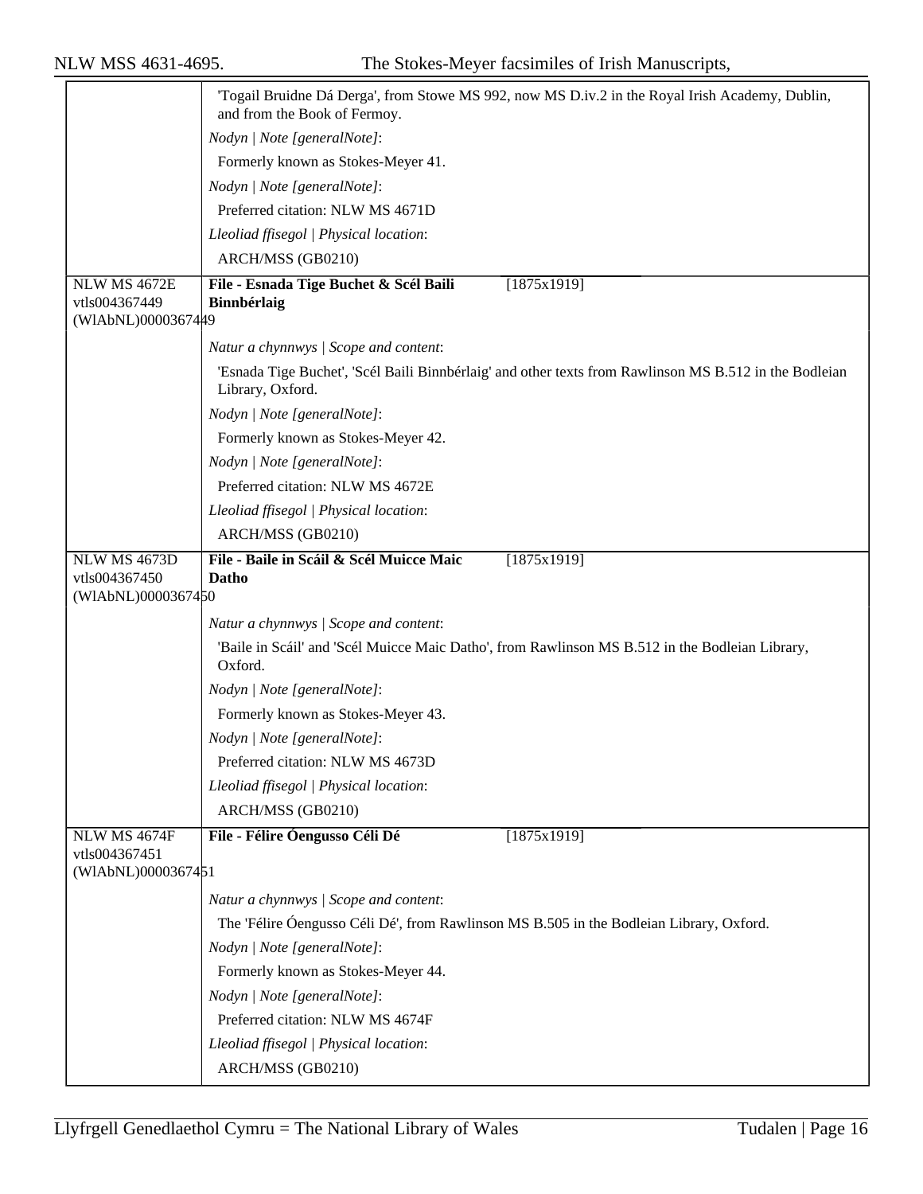| | |
|---|---|
| | 'Togail Bruidne Dá Derga', from Stowe MS 992, now MS D.iv.2 in the Royal Irish Academy, Dublin, and from the Book of Fermoy. |
| | *Nodyn \| Note [generalNote]*: |
| | Formerly known as Stokes-Meyer 41. |
| | *Nodyn \| Note [generalNote]*: |
| | Preferred citation: NLW MS 4671D |
| | *Lleoliad ffisegol \| Physical location*: |
| | ARCH/MSS (GB0210) |
| NLW MS 4672E<br>vtls004367449<br>(WlAbNL)0000367449 | **File - Esnada Tige Buchet & Scél Baili Binnbérlaig** [1875x1919] |
| | *Natur a chynnwys \| Scope and content*: |
| | 'Esnada Tige Buchet', 'Scél Baili Binnbérlaig' and other texts from Rawlinson MS B.512 in the Bodleian Library, Oxford. |
| | *Nodyn \| Note [generalNote]*: |
| | Formerly known as Stokes-Meyer 42. |
| | *Nodyn \| Note [generalNote]*: |
| | Preferred citation: NLW MS 4672E |
| | *Lleoliad ffisegol \| Physical location*: |
| | ARCH/MSS (GB0210) |
| NLW MS 4673D<br>vtls004367450<br>(WlAbNL)0000367450 | **File - Baile in Scáil & Scél Muicce Maic Datho** [1875x1919] |
| | *Natur a chynnwys \| Scope and content*: |
| | 'Baile in Scáil' and 'Scél Muicce Maic Datho', from Rawlinson MS B.512 in the Bodleian Library, Oxford. |
| | *Nodyn \| Note [generalNote]*: |
| | Formerly known as Stokes-Meyer 43. |
| | *Nodyn \| Note [generalNote]*: |
| | Preferred citation: NLW MS 4673D |
| | *Lleoliad ffisegol \| Physical location*: |
| | ARCH/MSS (GB0210) |
| NLW MS 4674F<br>vtls004367451<br>(WlAbNL)0000367451 | **File - Félire Óengusso Céli Dé** [1875x1919] |
| | *Natur a chynnwys \| Scope and content*: |
| | The 'Félire Óengusso Céli Dé', from Rawlinson MS B.505 in the Bodleian Library, Oxford. |
| | *Nodyn \| Note [generalNote]*: |
| | Formerly known as Stokes-Meyer 44. |
| | *Nodyn \| Note [generalNote]*: |
| | Preferred citation: NLW MS 4674F |
| | *Lleoliad ffisegol \| Physical location*: |
| | ARCH/MSS (GB0210) |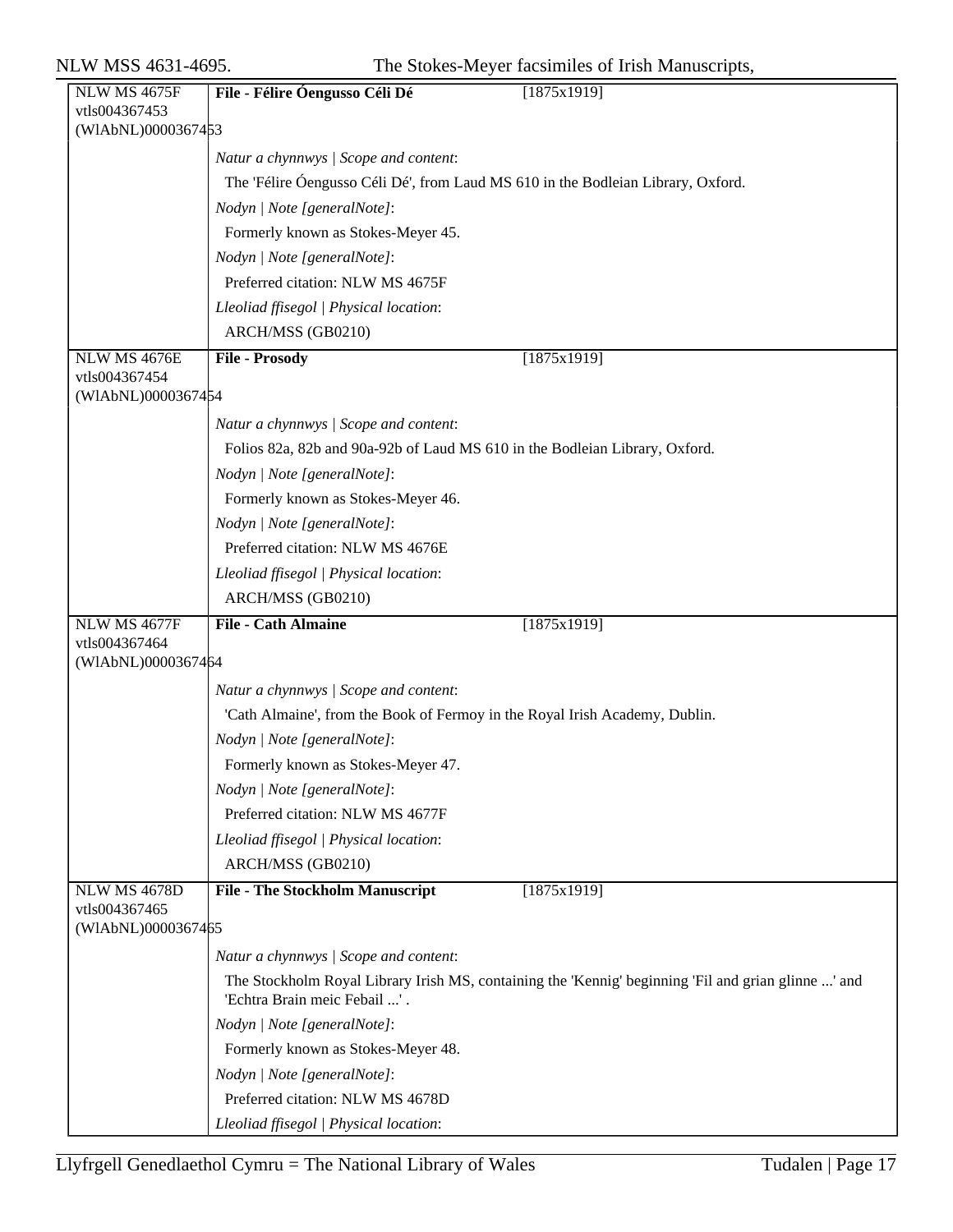| NLW MS 4675F<br>vtls004367453<br>(WlAbNL)0000367453 | **File - Félire Óengusso Céli Dé** [1875x1919] |
|---|---|
| | *Natur a chynnwys \| Scope and content*:<br>The 'Félire Óengusso Céli Dé', from Laud MS 610 in the Bodleian Library, Oxford.<br>*Nodyn \| Note [generalNote]*:<br>Formerly known as Stokes-Meyer 45.<br>*Nodyn \| Note [generalNote]*:<br>Preferred citation: NLW MS 4675F<br>*Lleoliad ffisegol \| Physical location*:<br>ARCH/MSS (GB0210) |
| NLW MS 4676E<br>vtls004367454<br>(WlAbNL)0000367454 | **File - Prosody** [1875x1919] |
| | *Natur a chynnwys \| Scope and content*:<br>Folios 82a, 82b and 90a-92b of Laud MS 610 in the Bodleian Library, Oxford.<br>*Nodyn \| Note [generalNote]*:<br>Formerly known as Stokes-Meyer 46.<br>*Nodyn \| Note [generalNote]*:<br>Preferred citation: NLW MS 4676E<br>*Lleoliad ffisegol \| Physical location*:<br>ARCH/MSS (GB0210) |
| NLW MS 4677F<br>vtls004367464<br>(WlAbNL)0000367464 | **File - Cath Almaine** [1875x1919] |
| | *Natur a chynnwys \| Scope and content*:<br>'Cath Almaine', from the Book of Fermoy in the Royal Irish Academy, Dublin.<br>*Nodyn \| Note [generalNote]*:<br>Formerly known as Stokes-Meyer 47.<br>*Nodyn \| Note [generalNote]*:<br>Preferred citation: NLW MS 4677F<br>*Lleoliad ffisegol \| Physical location*:<br>ARCH/MSS (GB0210) |
| NLW MS 4678D<br>vtls004367465<br>(WlAbNL)0000367465 | **File - The Stockholm Manuscript** [1875x1919] |
| | *Natur a chynnwys \| Scope and content*:<br>The Stockholm Royal Library Irish MS, containing the 'Kennig' beginning 'Fil and grian glinne ...' and 'Echtra Brain meic Febail ...' .<br>*Nodyn \| Note [generalNote]*:<br>Formerly known as Stokes-Meyer 48.<br>*Nodyn \| Note [generalNote]*:<br>Preferred citation: NLW MS 4678D<br>*Lleoliad ffisegol \| Physical location*: |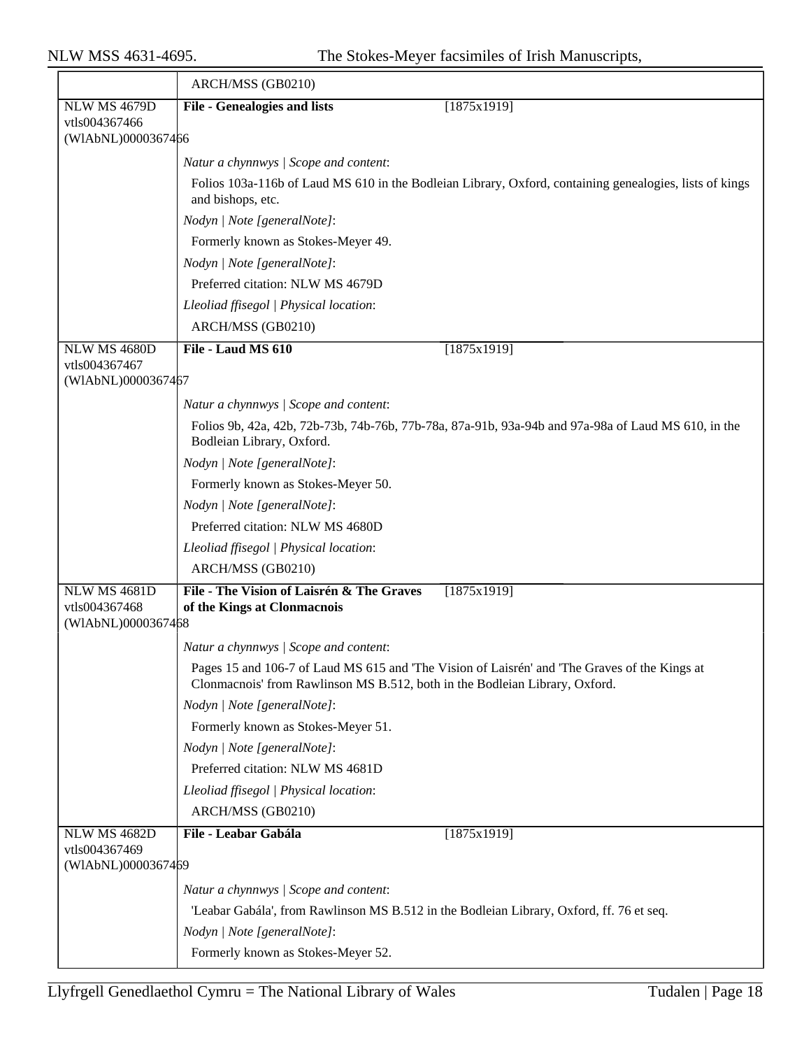ARCH/MSS (GB0210)

| | |
|---|---|
| NLW MS 4679D<br>vtls004367466<br>(WlAbNL)0000367466 | **File - Genealogies and lists** [1875x1919] |
| | *Natur a chynnwys \| Scope and content*:<br>Folios 103a-116b of Laud MS 610 in the Bodleian Library, Oxford, containing genealogies, lists of kings and bishops, etc.<br>*Nodyn \| Note [generalNote]*:<br>Formerly known as Stokes-Meyer 49.<br>*Nodyn \| Note [generalNote]*:<br>Preferred citation: NLW MS 4679D<br>*Lleoliad ffisegol \| Physical location*:<br>ARCH/MSS (GB0210) |
| NLW MS 4680D<br>vtls004367467<br>(WlAbNL)0000367467 | **File - Laud MS 610** [1875x1919] |
| | *Natur a chynnwys \| Scope and content*:<br>Folios 9b, 42a, 42b, 72b-73b, 74b-76b, 77b-78a, 87a-91b, 93a-94b and 97a-98a of Laud MS 610, in the Bodleian Library, Oxford.<br>*Nodyn \| Note [generalNote]*:<br>Formerly known as Stokes-Meyer 50.<br>*Nodyn \| Note [generalNote]*:<br>Preferred citation: NLW MS 4680D<br>*Lleoliad ffisegol \| Physical location*:<br>ARCH/MSS (GB0210) |
| NLW MS 4681D<br>vtls004367468<br>(WlAbNL)0000367468 | **File - The Vision of Laisrén & The Graves of the Kings at Clonmacnois** [1875x1919] |
| | *Natur a chynnwys \| Scope and content*:<br>Pages 15 and 106-7 of Laud MS 615 and 'The Vision of Laisrén' and 'The Graves of the Kings at Clonmacnois' from Rawlinson MS B.512, both in the Bodleian Library, Oxford.<br>*Nodyn \| Note [generalNote]*:<br>Formerly known as Stokes-Meyer 51.<br>*Nodyn \| Note [generalNote]*:<br>Preferred citation: NLW MS 4681D<br>*Lleoliad ffisegol \| Physical location*:<br>ARCH/MSS (GB0210) |
| NLW MS 4682D<br>vtls004367469<br>(WlAbNL)0000367469 | **File - Leabar Gabála** [1875x1919] |
| | *Natur a chynnwys \| Scope and content*:<br>'Leabar Gabála', from Rawlinson MS B.512 in the Bodleian Library, Oxford, ff. 76 et seq.<br>*Nodyn \| Note [generalNote]*:<br>Formerly known as Stokes-Meyer 52. |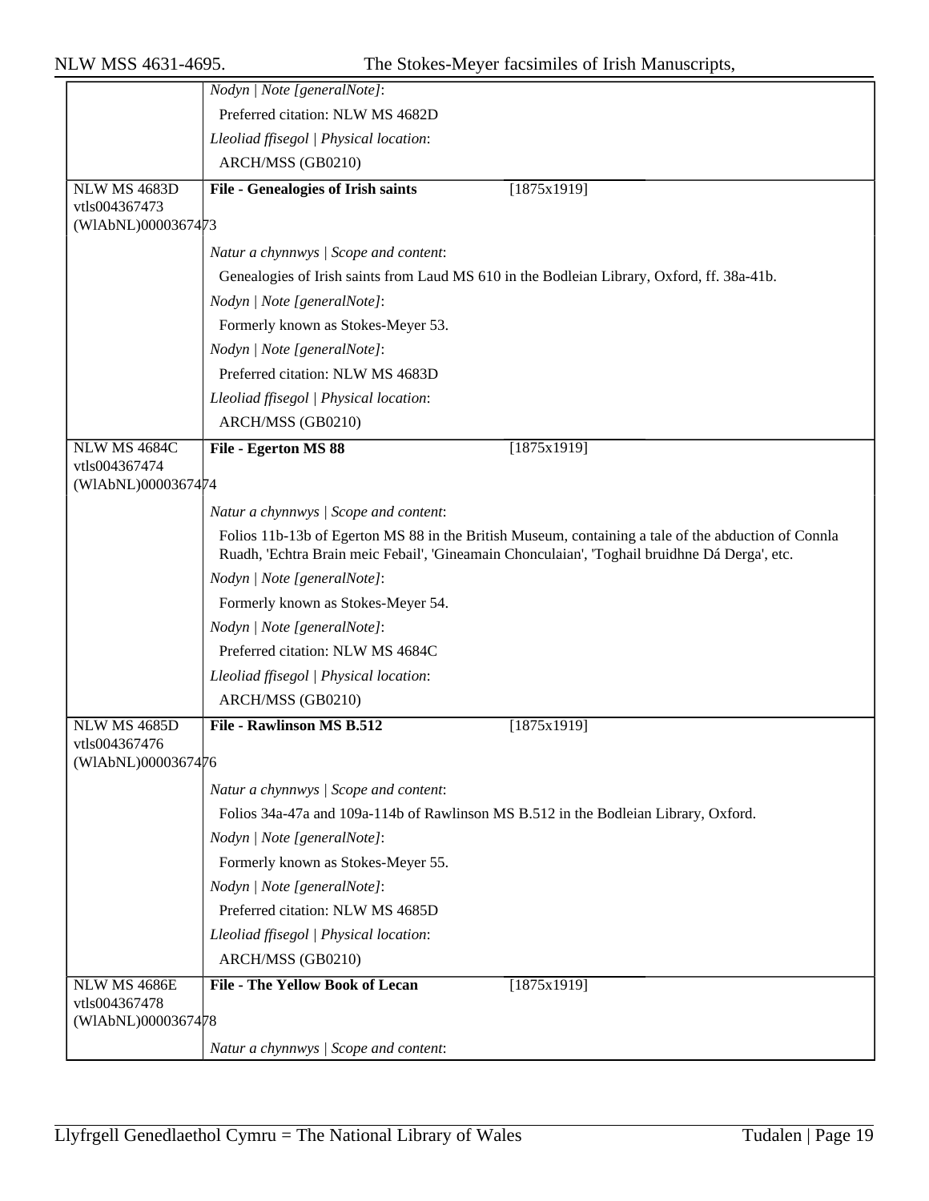*Nodyn | Note [generalNote]*:

Preferred citation: NLW MS 4682D

*Lleoliad ffisegol | Physical location*:

ARCH/MSS (GB0210)

---

NLW MS 4683D
vtls004367473
(WlAbNL)0000367473

**File - Genealogies of Irish saints** [1875x1919]

*Natur a chynnwys | Scope and content*:

Genealogies of Irish saints from Laud MS 610 in the Bodleian Library, Oxford, ff. 38a-41b.

*Nodyn | Note [generalNote]*:

Formerly known as Stokes-Meyer 53.

*Nodyn | Note [generalNote]*:

Preferred citation: NLW MS 4683D

*Lleoliad ffisegol | Physical location*:

ARCH/MSS (GB0210)

---

NLW MS 4684C
vtls004367474
(WlAbNL)0000367474

**File - Egerton MS 88** [1875x1919]

*Natur a chynnwys | Scope and content*:

Folios 11b-13b of Egerton MS 88 in the British Museum, containing a tale of the abduction of Connla Ruadh, 'Echtra Brain meic Febail', 'Gineamain Chonculaian', 'Toghail bruidhne Dá Derga', etc.

*Nodyn | Note [generalNote]*:

Formerly known as Stokes-Meyer 54.

*Nodyn | Note [generalNote]*:

Preferred citation: NLW MS 4684C

*Lleoliad ffisegol | Physical location*:

ARCH/MSS (GB0210)

---

NLW MS 4685D
vtls004367476
(WlAbNL)0000367476

**File - Rawlinson MS B.512** [1875x1919]

*Natur a chynnwys | Scope and content*:

Folios 34a-47a and 109a-114b of Rawlinson MS B.512 in the Bodleian Library, Oxford.

*Nodyn | Note [generalNote]*:

Formerly known as Stokes-Meyer 55.

*Nodyn | Note [generalNote]*:

Preferred citation: NLW MS 4685D

*Lleoliad ffisegol | Physical location*:

ARCH/MSS (GB0210)

---

NLW MS 4686E
vtls004367478
(WlAbNL)0000367478

**File - The Yellow Book of Lecan** [1875x1919]

*Natur a chynnwys | Scope and content*: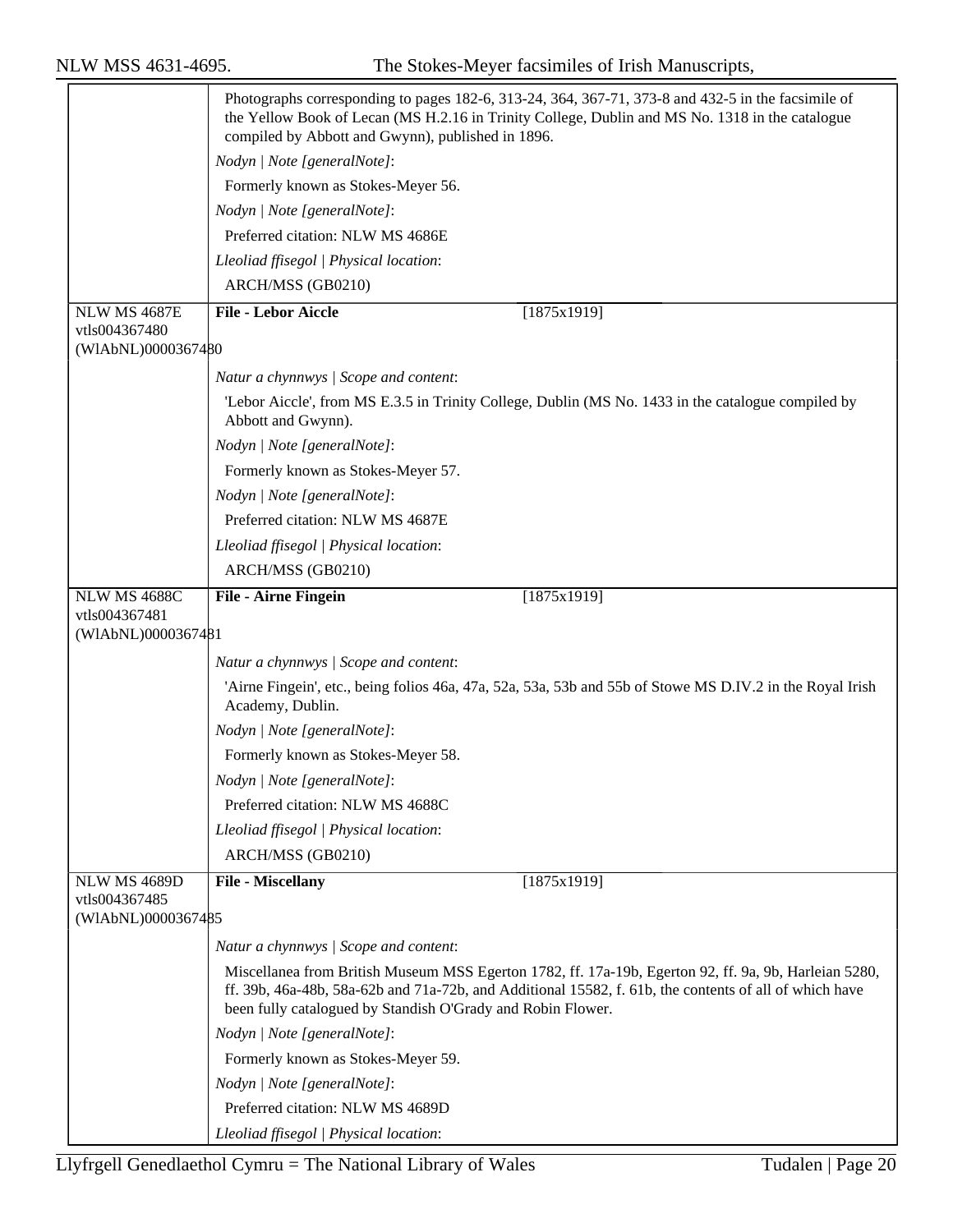Photographs corresponding to pages 182-6, 313-24, 364, 367-71, 373-8 and 432-5 in the facsimile of the Yellow Book of Lecan (MS H.2.16 in Trinity College, Dublin and MS No. 1318 in the catalogue compiled by Abbott and Gwynn), published in 1896.

*Nodyn | Note [generalNote]*:

Formerly known as Stokes-Meyer 56.

*Nodyn | Note [generalNote]*:

Preferred citation: NLW MS 4686E

*Lleoliad ffisegol | Physical location*:

ARCH/MSS (GB0210)

---

NLW MS 4687E
vtls004367480
(WlAbNL)0000367480

**File - Lebor Aiccle** [1875x1919]

*Natur a chynnwys | Scope and content*:

'Lebor Aiccle', from MS E.3.5 in Trinity College, Dublin (MS No. 1433 in the catalogue compiled by Abbott and Gwynn).

*Nodyn | Note [generalNote]*:

Formerly known as Stokes-Meyer 57.

*Nodyn | Note [generalNote]*:

Preferred citation: NLW MS 4687E

*Lleoliad ffisegol | Physical location*:

ARCH/MSS (GB0210)

---

NLW MS 4688C
vtls004367481
(WlAbNL)0000367481

**File - Airne Fingein** [1875x1919]

*Natur a chynnwys | Scope and content*:

'Airne Fingein', etc., being folios 46a, 47a, 52a, 53a, 53b and 55b of Stowe MS D.IV.2 in the Royal Irish Academy, Dublin.

*Nodyn | Note [generalNote]*:

Formerly known as Stokes-Meyer 58.

*Nodyn | Note [generalNote]*:

Preferred citation: NLW MS 4688C

*Lleoliad ffisegol | Physical location*:

ARCH/MSS (GB0210)

---

NLW MS 4689D
vtls004367485
(WlAbNL)0000367485

**File - Miscellany** [1875x1919]

*Natur a chynnwys | Scope and content*:

Miscellanea from British Museum MSS Egerton 1782, ff. 17a-19b, Egerton 92, ff. 9a, 9b, Harleian 5280, ff. 39b, 46a-48b, 58a-62b and 71a-72b, and Additional 15582, f. 61b, the contents of all of which have been fully catalogued by Standish O'Grady and Robin Flower.

*Nodyn | Note [generalNote]*:

Formerly known as Stokes-Meyer 59.

*Nodyn | Note [generalNote]*:

Preferred citation: NLW MS 4689D

*Lleoliad ffisegol | Physical location*: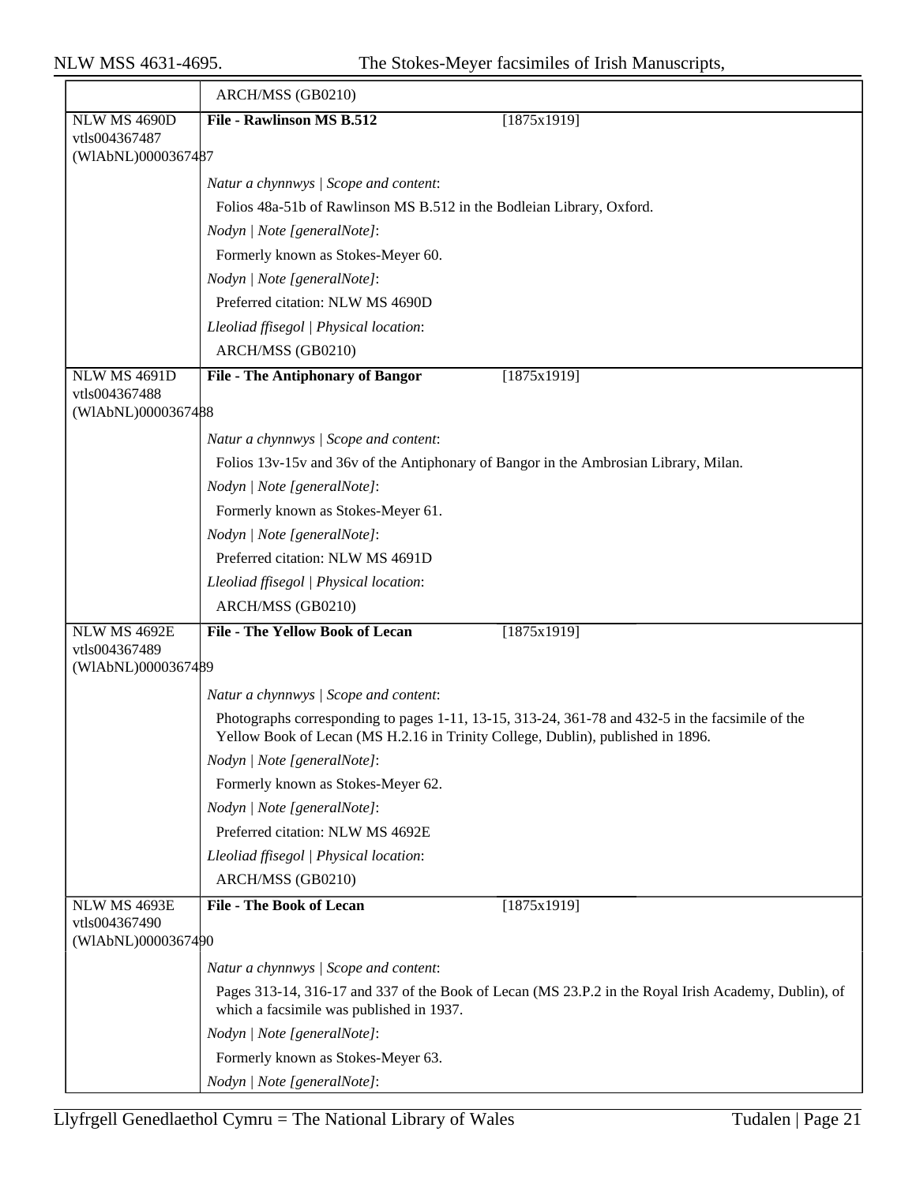| | |
|---|---|
| | ARCH/MSS (GB0210) |
| NLW MS 4690D<br>vtls004367487<br>(WlAbNL)0000367487 | **File - Rawlinson MS B.512** [1875x1919]<br><br>*Natur a chynnwys \| Scope and content*:<br>Folios 48a-51b of Rawlinson MS B.512 in the Bodleian Library, Oxford.<br>*Nodyn \| Note [generalNote]*:<br>Formerly known as Stokes-Meyer 60.<br>*Nodyn \| Note [generalNote]*:<br>Preferred citation: NLW MS 4690D<br>*Lleoliad ffisegol \| Physical location*:<br>ARCH/MSS (GB0210) |
| NLW MS 4691D<br>vtls004367488<br>(WlAbNL)0000367488 | **File - The Antiphonary of Bangor** [1875x1919]<br><br>*Natur a chynnwys \| Scope and content*:<br>Folios 13v-15v and 36v of the Antiphonary of Bangor in the Ambrosian Library, Milan.<br>*Nodyn \| Note [generalNote]*:<br>Formerly known as Stokes-Meyer 61.<br>*Nodyn \| Note [generalNote]*:<br>Preferred citation: NLW MS 4691D<br>*Lleoliad ffisegol \| Physical location*:<br>ARCH/MSS (GB0210) |
| NLW MS 4692E<br>vtls004367489<br>(WlAbNL)0000367489 | **File - The Yellow Book of Lecan** [1875x1919]<br><br>*Natur a chynnwys \| Scope and content*:<br>Photographs corresponding to pages 1-11, 13-15, 313-24, 361-78 and 432-5 in the facsimile of the Yellow Book of Lecan (MS H.2.16 in Trinity College, Dublin), published in 1896.<br>*Nodyn \| Note [generalNote]*:<br>Formerly known as Stokes-Meyer 62.<br>*Nodyn \| Note [generalNote]*:<br>Preferred citation: NLW MS 4692E<br>*Lleoliad ffisegol \| Physical location*:<br>ARCH/MSS (GB0210) |
| NLW MS 4693E<br>vtls004367490<br>(WlAbNL)0000367490 | **File - The Book of Lecan** [1875x1919]<br><br>*Natur a chynnwys \| Scope and content*:<br>Pages 313-14, 316-17 and 337 of the Book of Lecan (MS 23.P.2 in the Royal Irish Academy, Dublin), of which a facsimile was published in 1937.<br>*Nodyn \| Note [generalNote]*:<br>Formerly known as Stokes-Meyer 63.<br>*Nodyn \| Note [generalNote]*: |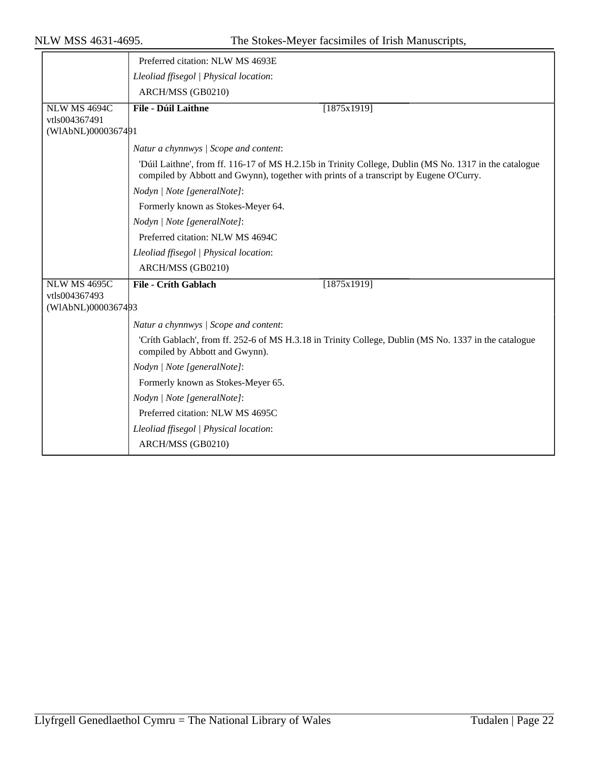| | |
|---|---|
| | Preferred citation: NLW MS 4693E |
| | *Lleoliad ffisegol \| Physical location*: |
| | ARCH/MSS (GB0210) |
| NLW MS 4694C<br>vtls004367491<br>(WlAbNL)0000367491 | **File - Dúil Laithne** [1875x1919] |
| | *Natur a chynnwys \| Scope and content*: |
| | 'Dúil Laithne', from ff. 116-17 of MS H.2.15b in Trinity College, Dublin (MS No. 1317 in the catalogue compiled by Abbott and Gwynn), together with prints of a transcript by Eugene O'Curry. |
| | *Nodyn \| Note [generalNote]*: |
| | Formerly known as Stokes-Meyer 64. |
| | *Nodyn \| Note [generalNote]*: |
| | Preferred citation: NLW MS 4694C |
| | *Lleoliad ffisegol \| Physical location*: |
| | ARCH/MSS (GB0210) |
| NLW MS 4695C<br>vtls004367493<br>(WlAbNL)0000367493 | **File - Críth Gablach** [1875x1919] |
| | *Natur a chynnwys \| Scope and content*: |
| | 'Críth Gablach', from ff. 252-6 of MS H.3.18 in Trinity College, Dublin (MS No. 1337 in the catalogue compiled by Abbott and Gwynn). |
| | *Nodyn \| Note [generalNote]*: |
| | Formerly known as Stokes-Meyer 65. |
| | *Nodyn \| Note [generalNote]*: |
| | Preferred citation: NLW MS 4695C |
| | *Lleoliad ffisegol \| Physical location*: |
| | ARCH/MSS (GB0210) |